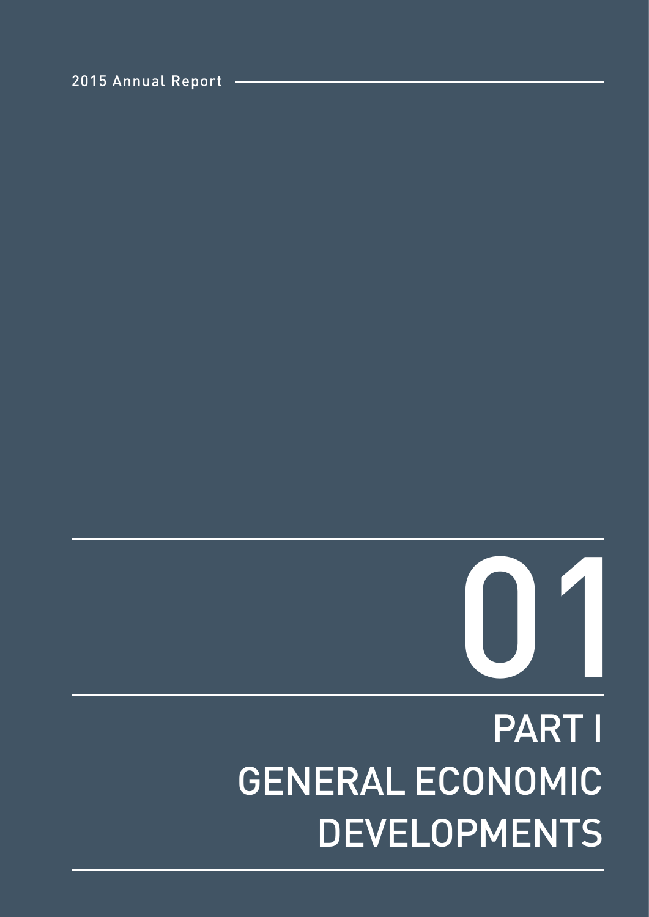2015 Annual Report

# 01

# PART I
# GENERAL ECONOMIC DEVELOPMENTS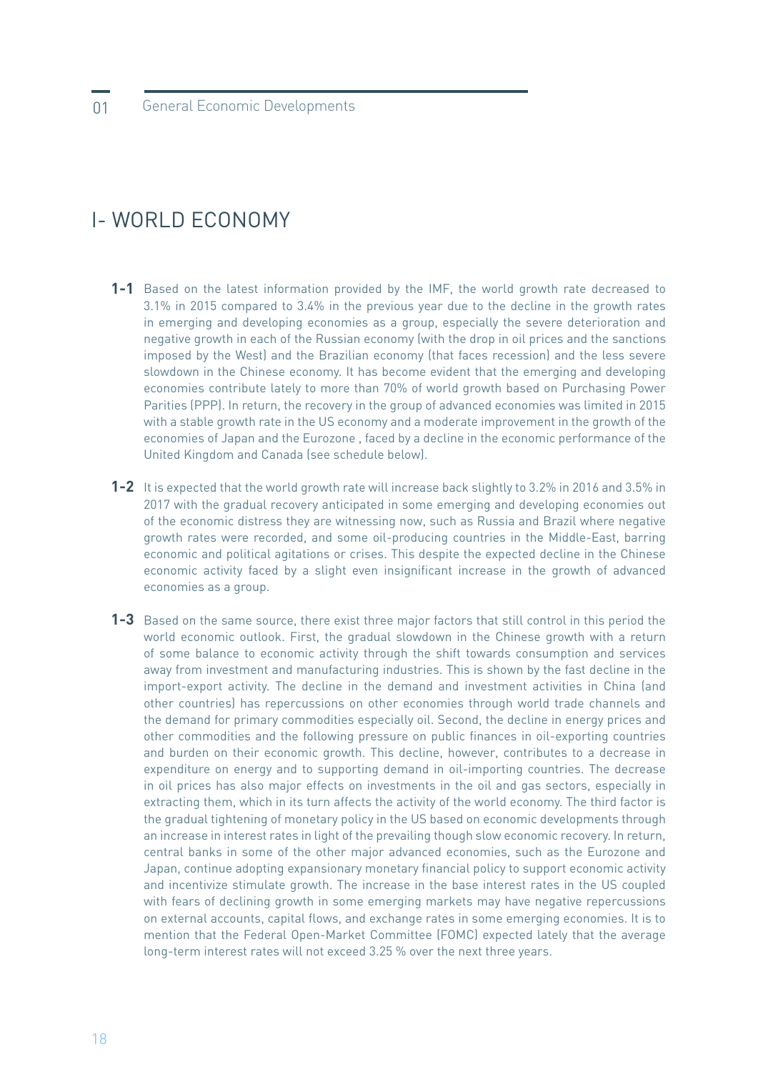# I- WORLD ECONOMY

**1-1** Based on the latest information provided by the IMF, the world growth rate decreased to 3.1% in 2015 compared to 3.4% in the previous year due to the decline in the growth rates in emerging and developing economies as a group, especially the severe deterioration and negative growth in each of the Russian economy (with the drop in oil prices and the sanctions imposed by the West) and the Brazilian economy (that faces recession) and the less severe slowdown in the Chinese economy. It has become evident that the emerging and developing economies contribute lately to more than 70% of world growth based on Purchasing Power Parities (PPP). In return, the recovery in the group of advanced economies was limited in 2015 with a stable growth rate in the US economy and a moderate improvement in the growth of the economies of Japan and the Eurozone , faced by a decline in the economic performance of the United Kingdom and Canada (see schedule below).

**1-2** It is expected that the world growth rate will increase back slightly to 3.2% in 2016 and 3.5% in 2017 with the gradual recovery anticipated in some emerging and developing economies out of the economic distress they are witnessing now, such as Russia and Brazil where negative growth rates were recorded, and some oil-producing countries in the Middle-East, barring economic and political agitations or crises. This despite the expected decline in the Chinese economic activity faced by a slight even insignificant increase in the growth of advanced economies as a group.

**1-3** Based on the same source, there exist three major factors that still control in this period the world economic outlook. First, the gradual slowdown in the Chinese growth with a return of some balance to economic activity through the shift towards consumption and services away from investment and manufacturing industries. This is shown by the fast decline in the import-export activity. The decline in the demand and investment activities in China (and other countries) has repercussions on other economies through world trade channels and the demand for primary commodities especially oil. Second, the decline in energy prices and other commodities and the following pressure on public finances in oil-exporting countries and burden on their economic growth. This decline, however, contributes to a decrease in expenditure on energy and to supporting demand in oil-importing countries. The decrease in oil prices has also major effects on investments in the oil and gas sectors, especially in extracting them, which in its turn affects the activity of the world economy. The third factor is the gradual tightening of monetary policy in the US based on economic developments through an increase in interest rates in light of the prevailing though slow economic recovery. In return, central banks in some of the other major advanced economies, such as the Eurozone and Japan, continue adopting expansionary monetary financial policy to support economic activity and incentivize stimulate growth. The increase in the base interest rates in the US coupled with fears of declining growth in some emerging markets may have negative repercussions on external accounts, capital flows, and exchange rates in some emerging economies. It is to mention that the Federal Open-Market Committee (FOMC) expected lately that the average long-term interest rates will not exceed 3.25 % over the next three years.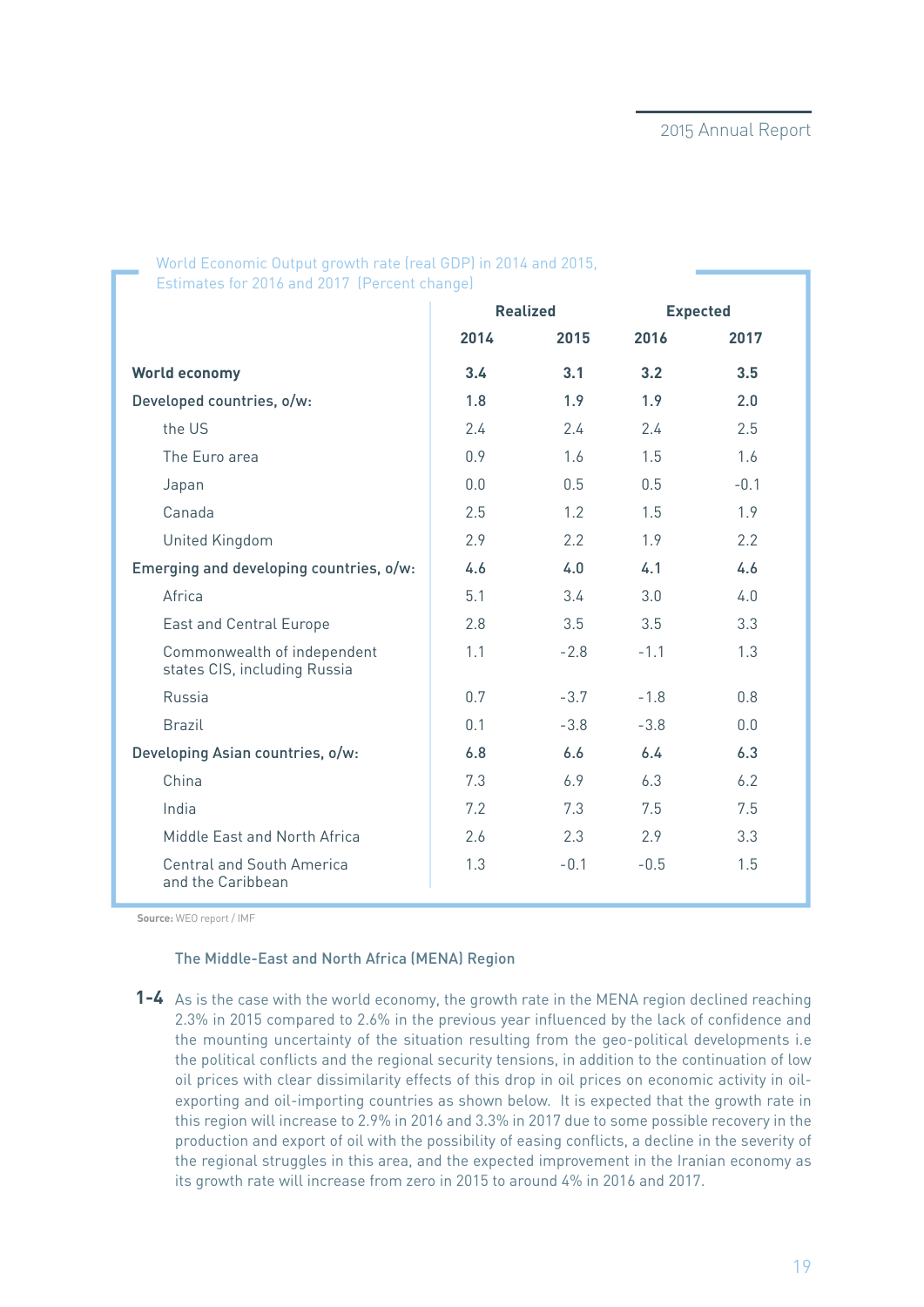World Economic Output growth rate (real GDP) in 2014 and 2015, Estimates for 2016 and 2017 (Percent change)

| | Realized | | Expected | |
|---|---|---|---|---|
| | 2014 | 2015 | 2016 | 2017 |
| **World economy** | **3.4** | **3.1** | **3.2** | **3.5** |
| **Developed countries, o/w:** | **1.8** | **1.9** | **1.9** | **2.0** |
| the US | 2.4 | 2.4 | 2.4 | 2.5 |
| The Euro area | 0.9 | 1.6 | 1.5 | 1.6 |
| Japan | 0.0 | 0.5 | 0.5 | -0.1 |
| Canada | 2.5 | 1.2 | 1.5 | 1.9 |
| United Kingdom | 2.9 | 2.2 | 1.9 | 2.2 |
| **Emerging and developing countries, o/w:** | **4.6** | **4.0** | **4.1** | **4.6** |
| Africa | 5.1 | 3.4 | 3.0 | 4.0 |
| East and Central Europe | 2.8 | 3.5 | 3.5 | 3.3 |
| Commonwealth of independent states CIS, including Russia | 1.1 | -2.8 | -1.1 | 1.3 |
| Russia | 0.7 | -3.7 | -1.8 | 0.8 |
| Brazil | 0.1 | -3.8 | -3.8 | 0.0 |
| **Developing Asian countries, o/w:** | **6.8** | **6.6** | **6.4** | **6.3** |
| China | 7.3 | 6.9 | 6.3 | 6.2 |
| India | 7.2 | 7.3 | 7.5 | 7.5 |
| Middle East and North Africa | 2.6 | 2.3 | 2.9 | 3.3 |
| Central and South America and the Caribbean | 1.3 | -0.1 | -0.5 | 1.5 |

**Source:** WEO report / IMF

### The Middle-East and North Africa (MENA) Region

**1-4** As is the case with the world economy, the growth rate in the MENA region declined reaching 2.3% in 2015 compared to 2.6% in the previous year influenced by the lack of confidence and the mounting uncertainty of the situation resulting from the geo-political developments i.e the political conflicts and the regional security tensions, in addition to the continuation of low oil prices with clear dissimilarity effects of this drop in oil prices on economic activity in oil-exporting and oil-importing countries as shown below. It is expected that the growth rate in this region will increase to 2.9% in 2016 and 3.3% in 2017 due to some possible recovery in the production and export of oil with the possibility of easing conflicts, a decline in the severity of the regional struggles in this area, and the expected improvement in the Iranian economy as its growth rate will increase from zero in 2015 to around 4% in 2016 and 2017.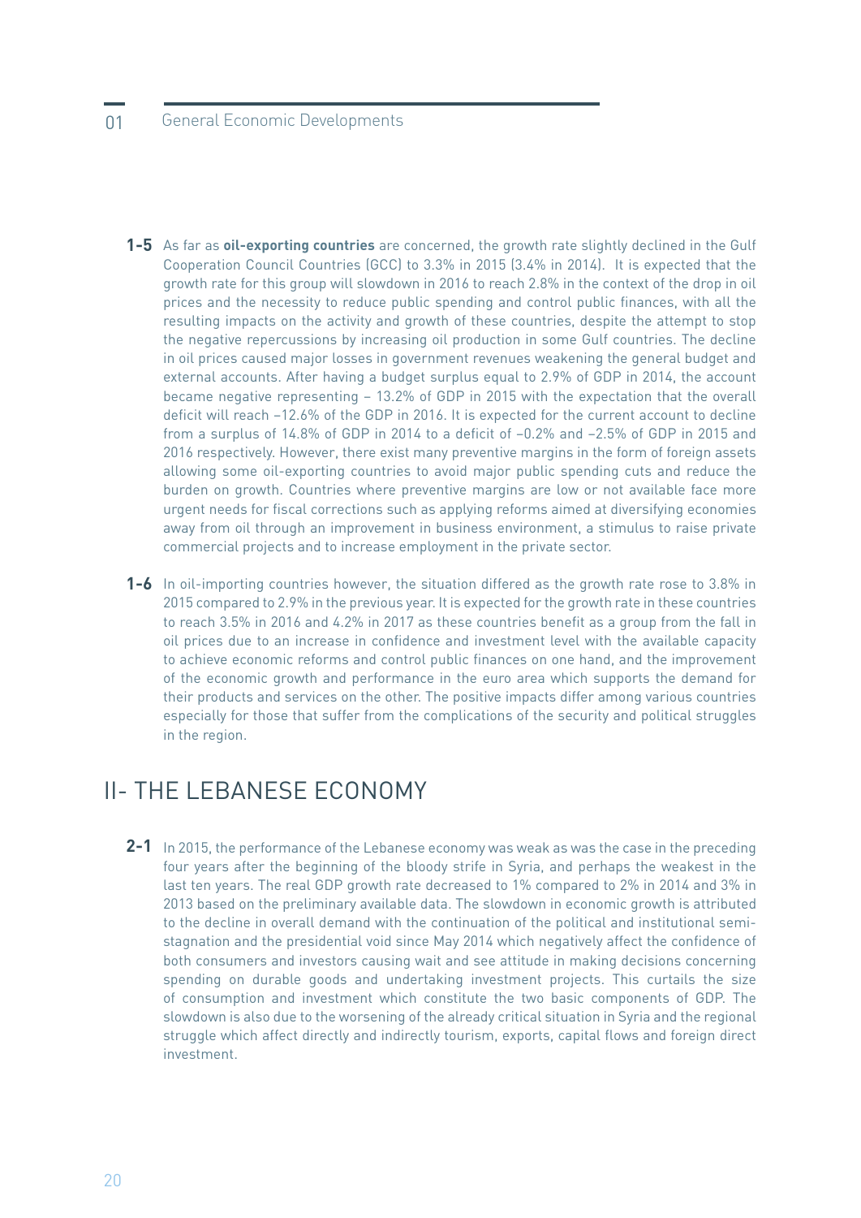**1-5** As far as **oil-exporting countries** are concerned, the growth rate slightly declined in the Gulf Cooperation Council Countries (GCC) to 3.3% in 2015 (3.4% in 2014). It is expected that the growth rate for this group will slowdown in 2016 to reach 2.8% in the context of the drop in oil prices and the necessity to reduce public spending and control public finances, with all the resulting impacts on the activity and growth of these countries, despite the attempt to stop the negative repercussions by increasing oil production in some Gulf countries. The decline in oil prices caused major losses in government revenues weakening the general budget and external accounts. After having a budget surplus equal to 2.9% of GDP in 2014, the account became negative representing – 13.2% of GDP in 2015 with the expectation that the overall deficit will reach –12.6% of the GDP in 2016. It is expected for the current account to decline from a surplus of 14.8% of GDP in 2014 to a deficit of –0.2% and –2.5% of GDP in 2015 and 2016 respectively. However, there exist many preventive margins in the form of foreign assets allowing some oil-exporting countries to avoid major public spending cuts and reduce the burden on growth. Countries where preventive margins are low or not available face more urgent needs for fiscal corrections such as applying reforms aimed at diversifying economies away from oil through an improvement in business environment, a stimulus to raise private commercial projects and to increase employment in the private sector.

**1-6** In oil-importing countries however, the situation differed as the growth rate rose to 3.8% in 2015 compared to 2.9% in the previous year. It is expected for the growth rate in these countries to reach 3.5% in 2016 and 4.2% in 2017 as these countries benefit as a group from the fall in oil prices due to an increase in confidence and investment level with the available capacity to achieve economic reforms and control public finances on one hand, and the improvement of the economic growth and performance in the euro area which supports the demand for their products and services on the other. The positive impacts differ among various countries especially for those that suffer from the complications of the security and political struggles in the region.

## II- THE LEBANESE ECONOMY

**2-1** In 2015, the performance of the Lebanese economy was weak as was the case in the preceding four years after the beginning of the bloody strife in Syria, and perhaps the weakest in the last ten years. The real GDP growth rate decreased to 1% compared to 2% in 2014 and 3% in 2013 based on the preliminary available data. The slowdown in economic growth is attributed to the decline in overall demand with the continuation of the political and institutional semi-stagnation and the presidential void since May 2014 which negatively affect the confidence of both consumers and investors causing wait and see attitude in making decisions concerning spending on durable goods and undertaking investment projects. This curtails the size of consumption and investment which constitute the two basic components of GDP. The slowdown is also due to the worsening of the already critical situation in Syria and the regional struggle which affect directly and indirectly tourism, exports, capital flows and foreign direct investment.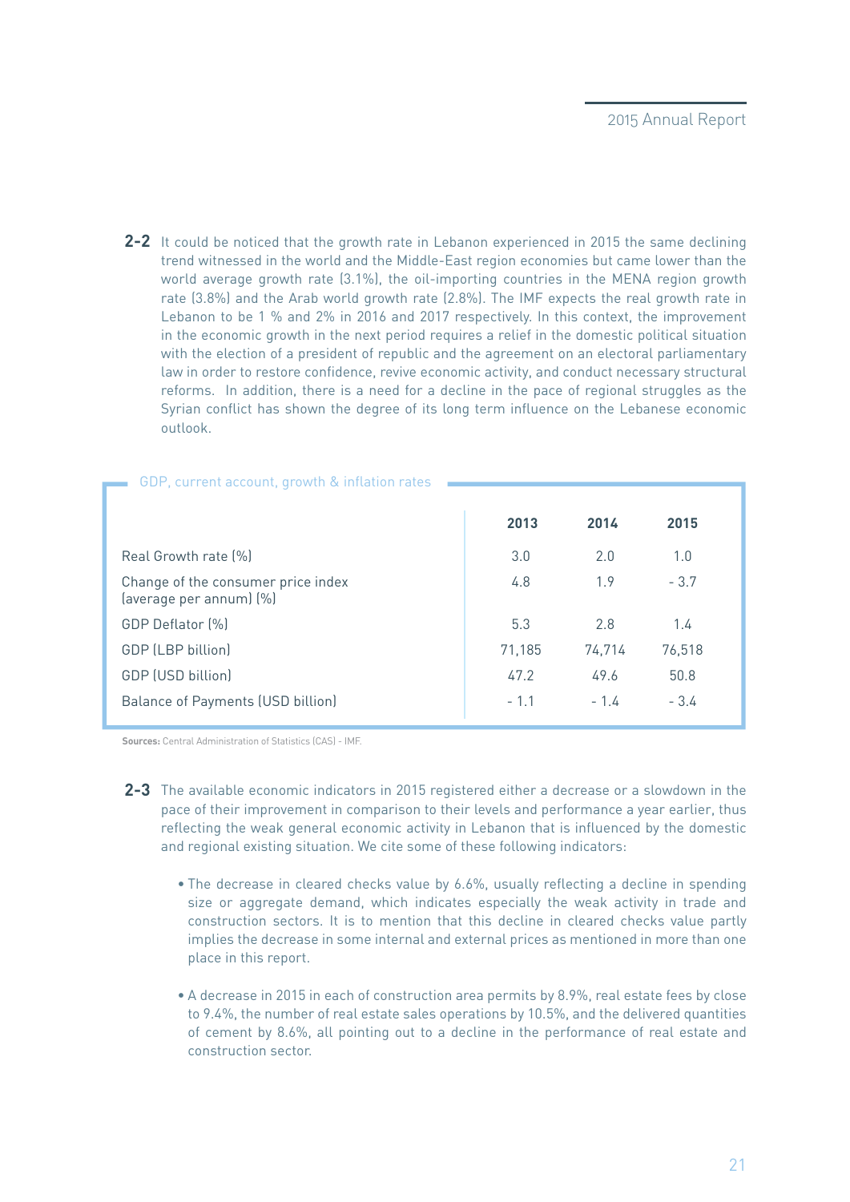**2-2** It could be noticed that the growth rate in Lebanon experienced in 2015 the same declining trend witnessed in the world and the Middle-East region economies but came lower than the world average growth rate (3.1%), the oil-importing countries in the MENA region growth rate (3.8%) and the Arab world growth rate (2.8%). The IMF expects the real growth rate in Lebanon to be 1 % and 2% in 2016 and 2017 respectively. In this context, the improvement in the economic growth in the next period requires a relief in the domestic political situation with the election of a president of republic and the agreement on an electoral parliamentary law in order to restore confidence, revive economic activity, and conduct necessary structural reforms. In addition, there is a need for a decline in the pace of regional struggles as the Syrian conflict has shown the degree of its long term influence on the Lebanese economic outlook.

GDP, current account, growth & inflation rates

| | 2013 | 2014 | 2015 |
|---|---|---|---|
| Real Growth rate (%) | 3.0 | 2.0 | 1.0 |
| Change of the consumer price index (average per annum) (%) | 4.8 | 1.9 | - 3.7 |
| GDP Deflator (%) | 5.3 | 2.8 | 1.4 |
| GDP (LBP billion) | 71,185 | 74,714 | 76,518 |
| GDP (USD billion) | 47.2 | 49.6 | 50.8 |
| Balance of Payments (USD billion) | - 1.1 | - 1.4 | - 3.4 |

**Sources:** Central Administration of Statistics (CAS) - IMF.

**2-3** The available economic indicators in 2015 registered either a decrease or a slowdown in the pace of their improvement in comparison to their levels and performance a year earlier, thus reflecting the weak general economic activity in Lebanon that is influenced by the domestic and regional existing situation. We cite some of these following indicators:

- The decrease in cleared checks value by 6.6%, usually reflecting a decline in spending size or aggregate demand, which indicates especially the weak activity in trade and construction sectors. It is to mention that this decline in cleared checks value partly implies the decrease in some internal and external prices as mentioned in more than one place in this report.

- A decrease in 2015 in each of construction area permits by 8.9%, real estate fees by close to 9.4%, the number of real estate sales operations by 10.5%, and the delivered quantities of cement by 8.6%, all pointing out to a decline in the performance of real estate and construction sector.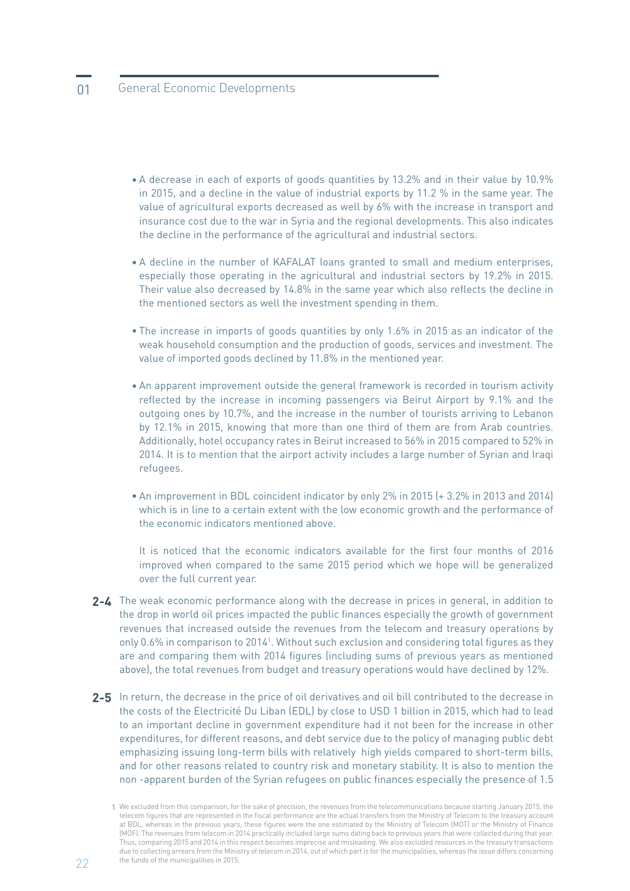- A decrease in each of exports of goods quantities by 13.2% and in their value by 10.9% in 2015, and a decline in the value of industrial exports by 11.2 % in the same year. The value of agricultural exports decreased as well by 6% with the increase in transport and insurance cost due to the war in Syria and the regional developments. This also indicates the decline in the performance of the agricultural and industrial sectors.

- A decline in the number of KAFALAT loans granted to small and medium enterprises, especially those operating in the agricultural and industrial sectors by 19.2% in 2015. Their value also decreased by 14.8% in the same year which also reflects the decline in the mentioned sectors as well the investment spending in them.

- The increase in imports of goods quantities by only 1.6% in 2015 as an indicator of the weak household consumption and the production of goods, services and investment. The value of imported goods declined by 11.8% in the mentioned year.

- An apparent improvement outside the general framework is recorded in tourism activity reflected by the increase in incoming passengers via Beirut Airport by 9.1% and the outgoing ones by 10.7%, and the increase in the number of tourists arriving to Lebanon by 12.1% in 2015, knowing that more than one third of them are from Arab countries. Additionally, hotel occupancy rates in Beirut increased to 56% in 2015 compared to 52% in 2014. It is to mention that the airport activity includes a large number of Syrian and Iraqi refugees.

- An improvement in BDL coincident indicator by only 2% in 2015 (+ 3.2% in 2013 and 2014) which is in line to a certain extent with the low economic growth and the performance of the economic indicators mentioned above.

  It is noticed that the economic indicators available for the first four months of 2016 improved when compared to the same 2015 period which we hope will be generalized over the full current year.

**2-4** The weak economic performance along with the decrease in prices in general, in addition to the drop in world oil prices impacted the public finances especially the growth of government revenues that increased outside the revenues from the telecom and treasury operations by only 0.6% in comparison to 2014[1]. Without such exclusion and considering total figures as they are and comparing them with 2014 figures (including sums of previous years as mentioned above), the total revenues from budget and treasury operations would have declined by 12%.

**2-5** In return, the decrease in the price of oil derivatives and oil bill contributed to the decrease in the costs of the Electricité Du Liban (EDL) by close to USD 1 billion in 2015, which had to lead to an important decline in government expenditure had it not been for the increase in other expenditures, for different reasons, and debt service due to the policy of managing public debt emphasizing issuing long-term bills with relatively high yields compared to short-term bills, and for other reasons related to country risk and monetary stability. It is also to mention the non -apparent burden of the Syrian refugees on public finances especially the presence of 1.5

[1] We excluded from this comparison, for the sake of precision, the revenues from the telecommunications because starting January 2015, the telecom figures that are represented in the fiscal performance are the actual transfers from the Ministry of Telecom to the treasury account at BDL, whereas in the previous years, these figures were the one estimated by the Ministry of Telecom (MOT) or the Ministry of Finance (MOF). The revenues from telecom in 2014 practically included large sums dating back to previous years that were collected during that year. Thus, comparing 2015 and 2014 in this respect becomes imprecise and misleading. We also excluded resources in the treasury transactions due to collecting arrears from the Ministry of telecom in 2014, out of which part is for the municipalities, whereas the issue differs concerning the funds of the municipalities in 2015.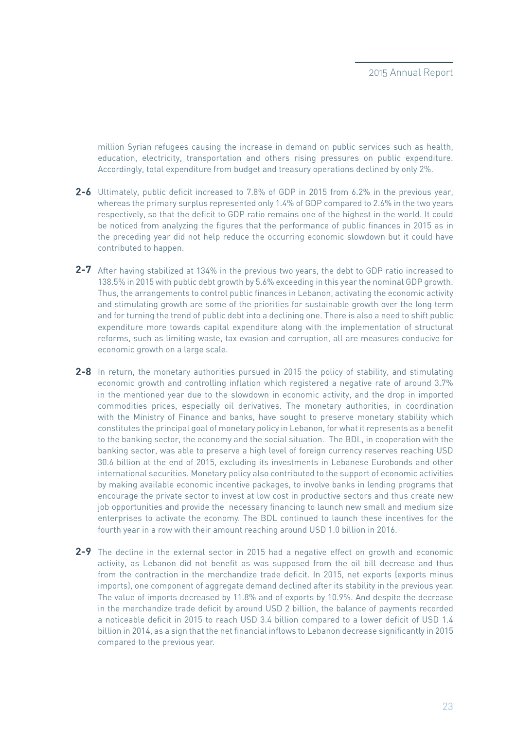million Syrian refugees causing the increase in demand on public services such as health, education, electricity, transportation and others rising pressures on public expenditure. Accordingly, total expenditure from budget and treasury operations declined by only 2%.

**2-6** Ultimately, public deficit increased to 7.8% of GDP in 2015 from 6.2% in the previous year, whereas the primary surplus represented only 1.4% of GDP compared to 2.6% in the two years respectively, so that the deficit to GDP ratio remains one of the highest in the world. It could be noticed from analyzing the figures that the performance of public finances in 2015 as in the preceding year did not help reduce the occurring economic slowdown but it could have contributed to happen.

**2-7** After having stabilized at 134% in the previous two years, the debt to GDP ratio increased to 138.5% in 2015 with public debt growth by 5.6% exceeding in this year the nominal GDP growth. Thus, the arrangements to control public finances in Lebanon, activating the economic activity and stimulating growth are some of the priorities for sustainable growth over the long term and for turning the trend of public debt into a declining one. There is also a need to shift public expenditure more towards capital expenditure along with the implementation of structural reforms, such as limiting waste, tax evasion and corruption, all are measures conducive for economic growth on a large scale.

**2-8** In return, the monetary authorities pursued in 2015 the policy of stability, and stimulating economic growth and controlling inflation which registered a negative rate of around 3.7% in the mentioned year due to the slowdown in economic activity, and the drop in imported commodities prices, especially oil derivatives. The monetary authorities, in coordination with the Ministry of Finance and banks, have sought to preserve monetary stability which constitutes the principal goal of monetary policy in Lebanon, for what it represents as a benefit to the banking sector, the economy and the social situation. The BDL, in cooperation with the banking sector, was able to preserve a high level of foreign currency reserves reaching USD 30.6 billion at the end of 2015, excluding its investments in Lebanese Eurobonds and other international securities. Monetary policy also contributed to the support of economic activities by making available economic incentive packages, to involve banks in lending programs that encourage the private sector to invest at low cost in productive sectors and thus create new job opportunities and provide the necessary financing to launch new small and medium size enterprises to activate the economy. The BDL continued to launch these incentives for the fourth year in a row with their amount reaching around USD 1.0 billion in 2016.

**2-9** The decline in the external sector in 2015 had a negative effect on growth and economic activity, as Lebanon did not benefit as was supposed from the oil bill decrease and thus from the contraction in the merchandize trade deficit. In 2015, net exports (exports minus imports), one component of aggregate demand declined after its stability in the previous year. The value of imports decreased by 11.8% and of exports by 10.9%. And despite the decrease in the merchandize trade deficit by around USD 2 billion, the balance of payments recorded a noticeable deficit in 2015 to reach USD 3.4 billion compared to a lower deficit of USD 1.4 billion in 2014, as a sign that the net financial inflows to Lebanon decrease significantly in 2015 compared to the previous year.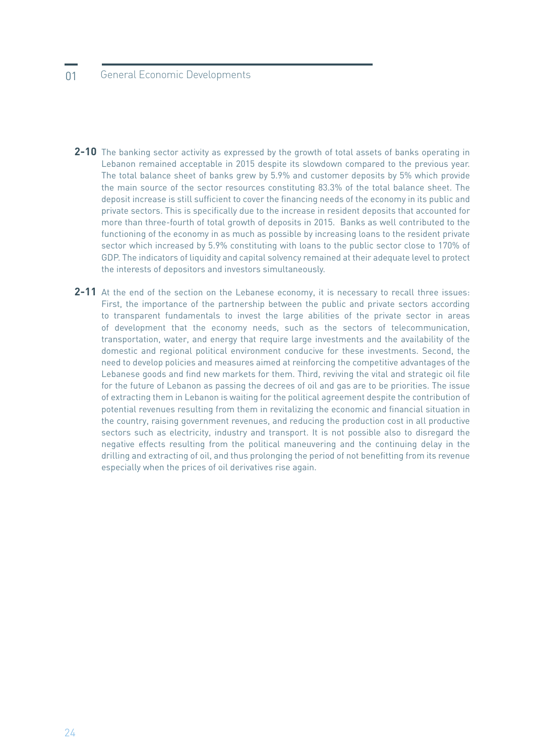**2-10** The banking sector activity as expressed by the growth of total assets of banks operating in Lebanon remained acceptable in 2015 despite its slowdown compared to the previous year. The total balance sheet of banks grew by 5.9% and customer deposits by 5% which provide the main source of the sector resources constituting 83.3% of the total balance sheet. The deposit increase is still sufficient to cover the financing needs of the economy in its public and private sectors. This is specifically due to the increase in resident deposits that accounted for more than three-fourth of total growth of deposits in 2015. Banks as well contributed to the functioning of the economy in as much as possible by increasing loans to the resident private sector which increased by 5.9% constituting with loans to the public sector close to 170% of GDP. The indicators of liquidity and capital solvency remained at their adequate level to protect the interests of depositors and investors simultaneously.

**2-11** At the end of the section on the Lebanese economy, it is necessary to recall three issues: First, the importance of the partnership between the public and private sectors according to transparent fundamentals to invest the large abilities of the private sector in areas of development that the economy needs, such as the sectors of telecommunication, transportation, water, and energy that require large investments and the availability of the domestic and regional political environment conducive for these investments. Second, the need to develop policies and measures aimed at reinforcing the competitive advantages of the Lebanese goods and find new markets for them. Third, reviving the vital and strategic oil file for the future of Lebanon as passing the decrees of oil and gas are to be priorities. The issue of extracting them in Lebanon is waiting for the political agreement despite the contribution of potential revenues resulting from them in revitalizing the economic and financial situation in the country, raising government revenues, and reducing the production cost in all productive sectors such as electricity, industry and transport. It is not possible also to disregard the negative effects resulting from the political maneuvering and the continuing delay in the drilling and extracting of oil, and thus prolonging the period of not benefitting from its revenue especially when the prices of oil derivatives rise again.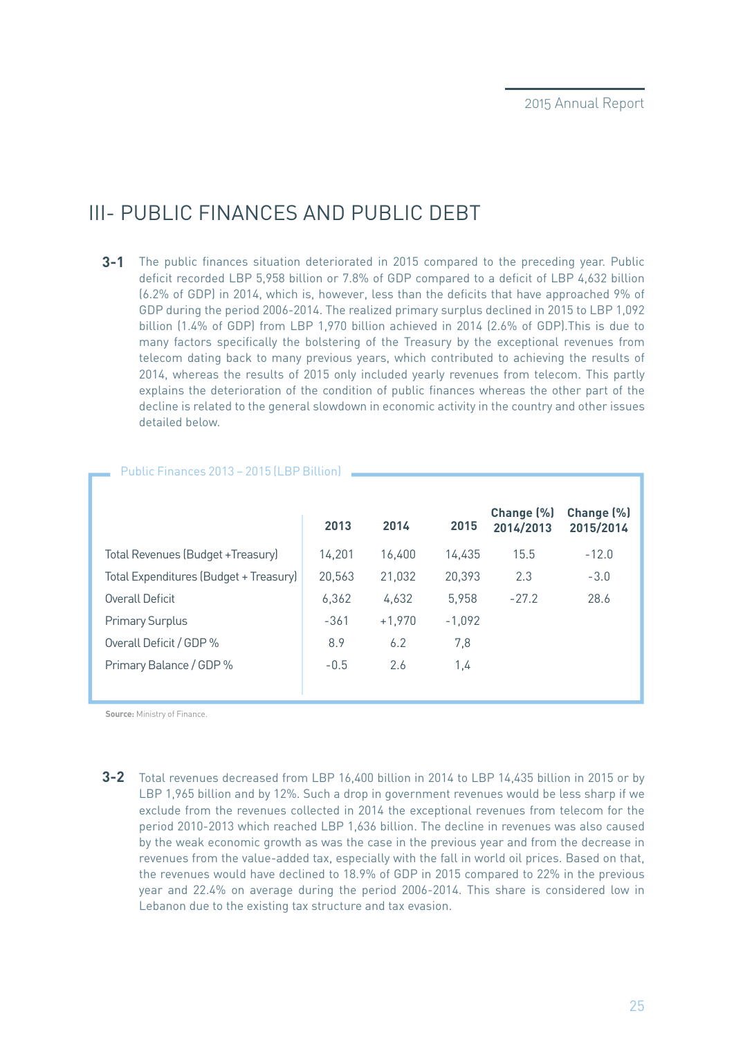# III- PUBLIC FINANCES AND PUBLIC DEBT

**3-1** The public finances situation deteriorated in 2015 compared to the preceding year. Public deficit recorded LBP 5,958 billion or 7.8% of GDP compared to a deficit of LBP 4,632 billion (6.2% of GDP) in 2014, which is, however, less than the deficits that have approached 9% of GDP during the period 2006-2014. The realized primary surplus declined in 2015 to LBP 1,092 billion (1.4% of GDP) from LBP 1,970 billion achieved in 2014 (2.6% of GDP).This is due to many factors specifically the bolstering of the Treasury by the exceptional revenues from telecom dating back to many previous years, which contributed to achieving the results of 2014, whereas the results of 2015 only included yearly revenues from telecom. This partly explains the deterioration of the condition of public finances whereas the other part of the decline is related to the general slowdown in economic activity in the country and other issues detailed below.

Public Finances 2013 – 2015 (LBP Billion)

| | 2013 | 2014 | 2015 | Change (%) 2014/2013 | Change (%) 2015/2014 |
|---|---|---|---|---|---|
| Total Revenues (Budget +Treasury) | 14,201 | 16,400 | 14,435 | 15.5 | -12.0 |
| Total Expenditures (Budget + Treasury) | 20,563 | 21,032 | 20,393 | 2.3 | -3.0 |
| Overall Deficit | 6,362 | 4,632 | 5,958 | -27.2 | 28.6 |
| Primary Surplus | -361 | +1,970 | -1,092 | | |
| Overall Deficit / GDP % | 8.9 | 6.2 | 7,8 | | |
| Primary Balance / GDP % | -0.5 | 2.6 | 1,4 | | |

**Source:** Ministry of Finance.

**3-2** Total revenues decreased from LBP 16,400 billion in 2014 to LBP 14,435 billion in 2015 or by LBP 1,965 billion and by 12%. Such a drop in government revenues would be less sharp if we exclude from the revenues collected in 2014 the exceptional revenues from telecom for the period 2010-2013 which reached LBP 1,636 billion. The decline in revenues was also caused by the weak economic growth as was the case in the previous year and from the decrease in revenues from the value-added tax, especially with the fall in world oil prices. Based on that, the revenues would have declined to 18.9% of GDP in 2015 compared to 22% in the previous year and 22.4% on average during the period 2006-2014. This share is considered low in Lebanon due to the existing tax structure and tax evasion.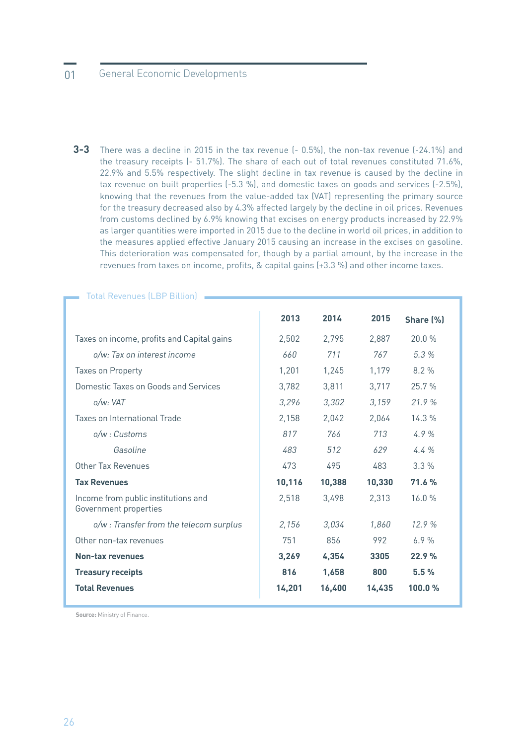**3-3** There was a decline in 2015 in the tax revenue (- 0.5%), the non-tax revenue (-24.1%) and the treasury receipts (- 51.7%). The share of each out of total revenues constituted 71.6%, 22.9% and 5.5% respectively. The slight decline in tax revenue is caused by the decline in tax revenue on built properties (-5.3 %), and domestic taxes on goods and services (-2.5%), knowing that the revenues from the value-added tax (VAT) representing the primary source for the treasury decreased also by 4.3% affected largely by the decline in oil prices. Revenues from customs declined by 6.9% knowing that excises on energy products increased by 22.9% as larger quantities were imported in 2015 due to the decline in world oil prices, in addition to the measures applied effective January 2015 causing an increase in the excises on gasoline. This deterioration was compensated for, though by a partial amount, by the increase in the revenues from taxes on income, profits, & capital gains (+3.3 %) and other income taxes.

Total Revenues (LBP Billion)

| | 2013 | 2014 | 2015 | Share (%) |
|---|---|---|---|---|
| Taxes on income, profits and Capital gains | 2,502 | 2,795 | 2,887 | 20.0 % |
| *o/w: Tax on interest income* | *660* | *711* | *767* | *5.3 %* |
| Taxes on Property | 1,201 | 1,245 | 1,179 | 8.2 % |
| Domestic Taxes on Goods and Services | 3,782 | 3,811 | 3,717 | 25.7 % |
| *o/w: VAT* | *3,296* | *3,302* | *3,159* | *21.9 %* |
| Taxes on International Trade | 2,158 | 2,042 | 2,064 | 14.3 % |
| *o/w : Customs* | *817* | *766* | *713* | *4.9 %* |
| *Gasoline* | *483* | *512* | *629* | *4.4 %* |
| Other Tax Revenues | 473 | 495 | 483 | 3.3 % |
| **Tax Revenues** | **10,116** | **10,388** | **10,330** | **71.6 %** |
| Income from public institutions and Government properties | 2,518 | 3,498 | 2,313 | 16.0 % |
| *o/w : Transfer from the telecom surplus* | *2,156* | *3,034* | *1,860* | *12.9 %* |
| Other non-tax revenues | 751 | 856 | 992 | 6.9 % |
| **Non-tax revenues** | **3,269** | **4,354** | **3305** | **22.9 %** |
| **Treasury receipts** | **816** | **1,658** | **800** | **5.5 %** |
| **Total Revenues** | **14,201** | **16,400** | **14,435** | **100.0 %** |

**Source:** Ministry of Finance.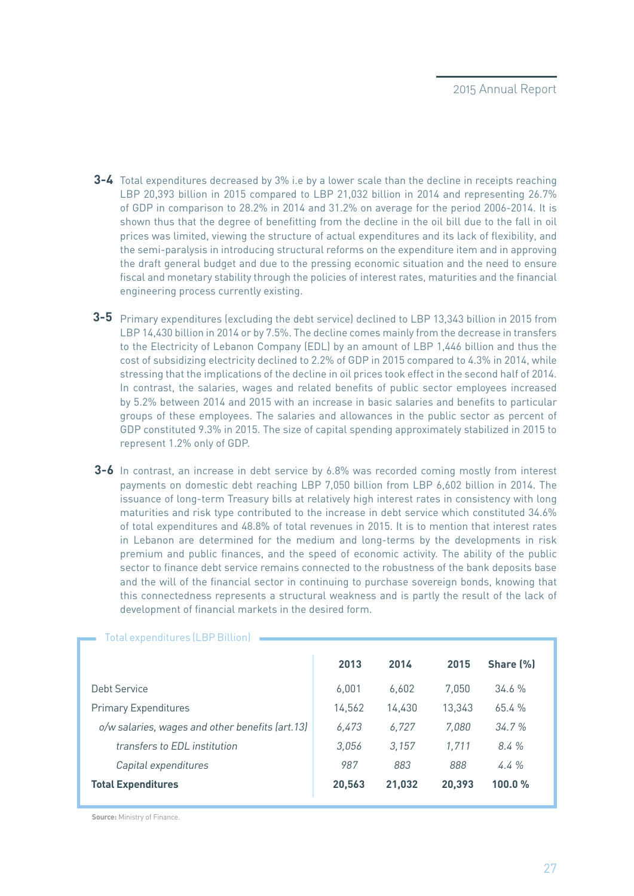**3-4** Total expenditures decreased by 3% i.e by a lower scale than the decline in receipts reaching LBP 20,393 billion in 2015 compared to LBP 21,032 billion in 2014 and representing 26.7% of GDP in comparison to 28.2% in 2014 and 31.2% on average for the period 2006-2014. It is shown thus that the degree of benefitting from the decline in the oil bill due to the fall in oil prices was limited, viewing the structure of actual expenditures and its lack of flexibility, and the semi-paralysis in introducing structural reforms on the expenditure item and in approving the draft general budget and due to the pressing economic situation and the need to ensure fiscal and monetary stability through the policies of interest rates, maturities and the financial engineering process currently existing.

**3-5** Primary expenditures (excluding the debt service) declined to LBP 13,343 billion in 2015 from LBP 14,430 billion in 2014 or by 7.5%. The decline comes mainly from the decrease in transfers to the Electricity of Lebanon Company (EDL) by an amount of LBP 1,446 billion and thus the cost of subsidizing electricity declined to 2.2% of GDP in 2015 compared to 4.3% in 2014, while stressing that the implications of the decline in oil prices took effect in the second half of 2014. In contrast, the salaries, wages and related benefits of public sector employees increased by 5.2% between 2014 and 2015 with an increase in basic salaries and benefits to particular groups of these employees. The salaries and allowances in the public sector as percent of GDP constituted 9.3% in 2015. The size of capital spending approximately stabilized in 2015 to represent 1.2% only of GDP.

**3-6** In contrast, an increase in debt service by 6.8% was recorded coming mostly from interest payments on domestic debt reaching LBP 7,050 billion from LBP 6,602 billion in 2014. The issuance of long-term Treasury bills at relatively high interest rates in consistency with long maturities and risk type contributed to the increase in debt service which constituted 34.6% of total expenditures and 48.8% of total revenues in 2015. It is to mention that interest rates in Lebanon are determined for the medium and long-terms by the developments in risk premium and public finances, and the speed of economic activity. The ability of the public sector to finance debt service remains connected to the robustness of the bank deposits base and the will of the financial sector in continuing to purchase sovereign bonds, knowing that this connectedness represents a structural weakness and is partly the result of the lack of development of financial markets in the desired form.

Total expenditures (LBP Billion)

| | 2013 | 2014 | 2015 | Share (%) |
|---|---|---|---|---|
| Debt Service | 6,001 | 6,602 | 7,050 | 34.6 % |
| Primary Expenditures | 14,562 | 14,430 | 13,343 | 65.4 % |
| *o/w salaries, wages and other benefits (art.13)* | *6,473* | *6,727* | *7,080* | *34.7 %* |
| *transfers to EDL institution* | *3,056* | *3,157* | *1,711* | *8.4 %* |
| *Capital expenditures* | *987* | *883* | *888* | *4.4 %* |
| **Total Expenditures** | **20,563** | **21,032** | **20,393** | **100.0 %** |

**Source:** Ministry of Finance.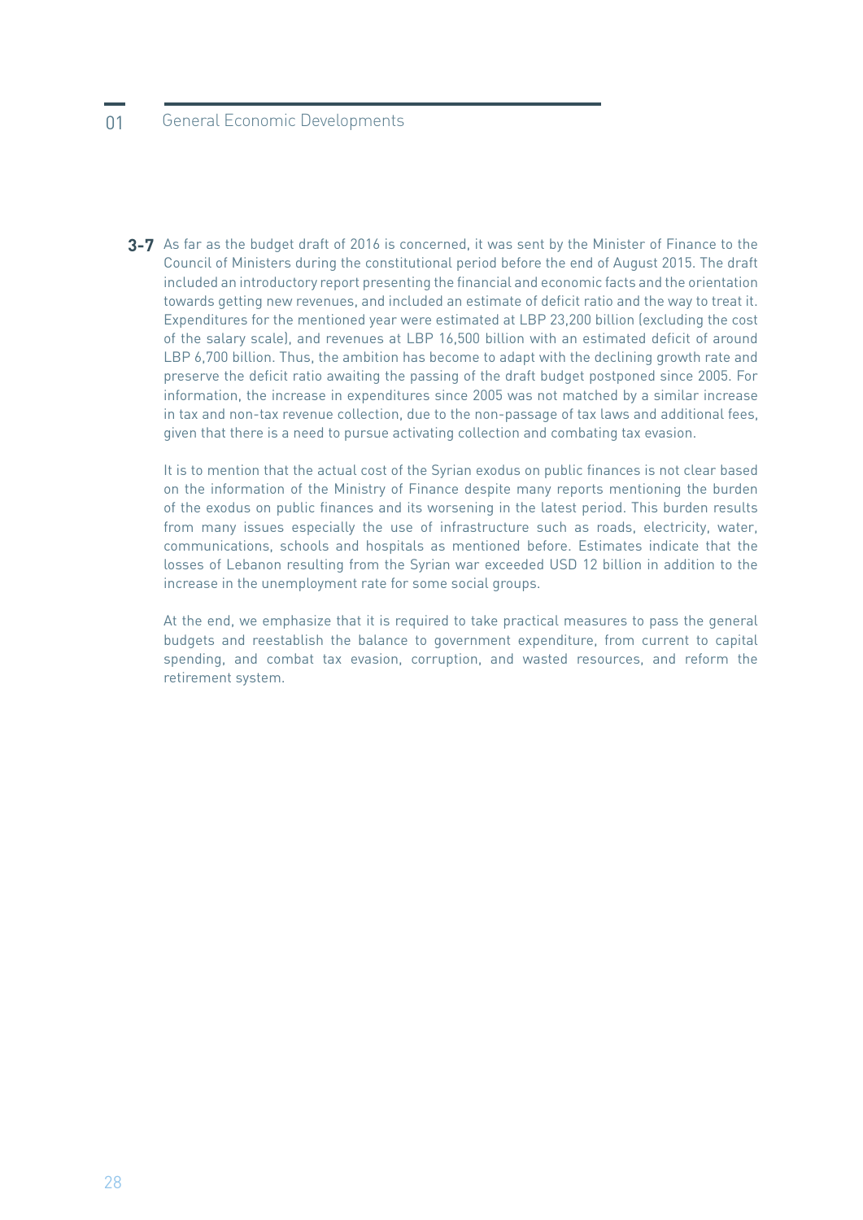**3-7** As far as the budget draft of 2016 is concerned, it was sent by the Minister of Finance to the Council of Ministers during the constitutional period before the end of August 2015. The draft included an introductory report presenting the financial and economic facts and the orientation towards getting new revenues, and included an estimate of deficit ratio and the way to treat it. Expenditures for the mentioned year were estimated at LBP 23,200 billion (excluding the cost of the salary scale), and revenues at LBP 16,500 billion with an estimated deficit of around LBP 6,700 billion. Thus, the ambition has become to adapt with the declining growth rate and preserve the deficit ratio awaiting the passing of the draft budget postponed since 2005. For information, the increase in expenditures since 2005 was not matched by a similar increase in tax and non-tax revenue collection, due to the non-passage of tax laws and additional fees, given that there is a need to pursue activating collection and combating tax evasion.

It is to mention that the actual cost of the Syrian exodus on public finances is not clear based on the information of the Ministry of Finance despite many reports mentioning the burden of the exodus on public finances and its worsening in the latest period. This burden results from many issues especially the use of infrastructure such as roads, electricity, water, communications, schools and hospitals as mentioned before. Estimates indicate that the losses of Lebanon resulting from the Syrian war exceeded USD 12 billion in addition to the increase in the unemployment rate for some social groups.

At the end, we emphasize that it is required to take practical measures to pass the general budgets and reestablish the balance to government expenditure, from current to capital spending, and combat tax evasion, corruption, and wasted resources, and reform the retirement system.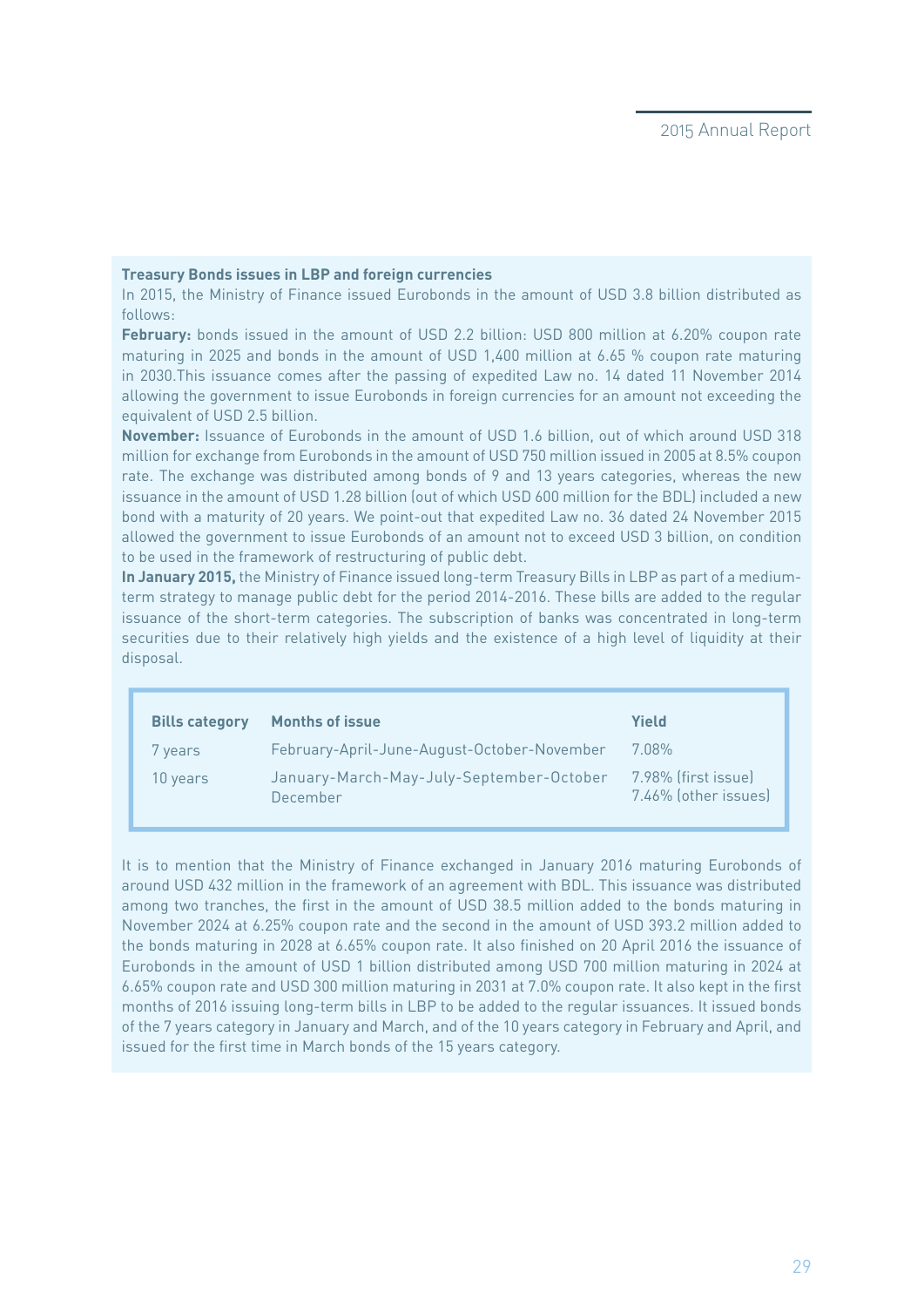**Treasury Bonds issues in LBP and foreign currencies**

In 2015, the Ministry of Finance issued Eurobonds in the amount of USD 3.8 billion distributed as follows:

**February:** bonds issued in the amount of USD 2.2 billion: USD 800 million at 6.20% coupon rate maturing in 2025 and bonds in the amount of USD 1,400 million at 6.65 % coupon rate maturing in 2030.This issuance comes after the passing of expedited Law no. 14 dated 11 November 2014 allowing the government to issue Eurobonds in foreign currencies for an amount not exceeding the equivalent of USD 2.5 billion.

**November:** Issuance of Eurobonds in the amount of USD 1.6 billion, out of which around USD 318 million for exchange from Eurobonds in the amount of USD 750 million issued in 2005 at 8.5% coupon rate. The exchange was distributed among bonds of 9 and 13 years categories, whereas the new issuance in the amount of USD 1.28 billion (out of which USD 600 million for the BDL) included a new bond with a maturity of 20 years. We point-out that expedited Law no. 36 dated 24 November 2015 allowed the government to issue Eurobonds of an amount not to exceed USD 3 billion, on condition to be used in the framework of restructuring of public debt.

**In January 2015,** the Ministry of Finance issued long-term Treasury Bills in LBP as part of a medium-term strategy to manage public debt for the period 2014-2016. These bills are added to the regular issuance of the short-term categories. The subscription of banks was concentrated in long-term securities due to their relatively high yields and the existence of a high level of liquidity at their disposal.

| Bills category | Months of issue | Yield |
|---|---|---|
| 7 years | February-April-June-August-October-November | 7.08% |
| 10 years | January-March-May-July-September-October December | 7.98% (first issue) 7.46% (other issues) |

It is to mention that the Ministry of Finance exchanged in January 2016 maturing Eurobonds of around USD 432 million in the framework of an agreement with BDL. This issuance was distributed among two tranches, the first in the amount of USD 38.5 million added to the bonds maturing in November 2024 at 6.25% coupon rate and the second in the amount of USD 393.2 million added to the bonds maturing in 2028 at 6.65% coupon rate. It also finished on 20 April 2016 the issuance of Eurobonds in the amount of USD 1 billion distributed among USD 700 million maturing in 2024 at 6.65% coupon rate and USD 300 million maturing in 2031 at 7.0% coupon rate. It also kept in the first months of 2016 issuing long-term bills in LBP to be added to the regular issuances. It issued bonds of the 7 years category in January and March, and of the 10 years category in February and April, and issued for the first time in March bonds of the 15 years category.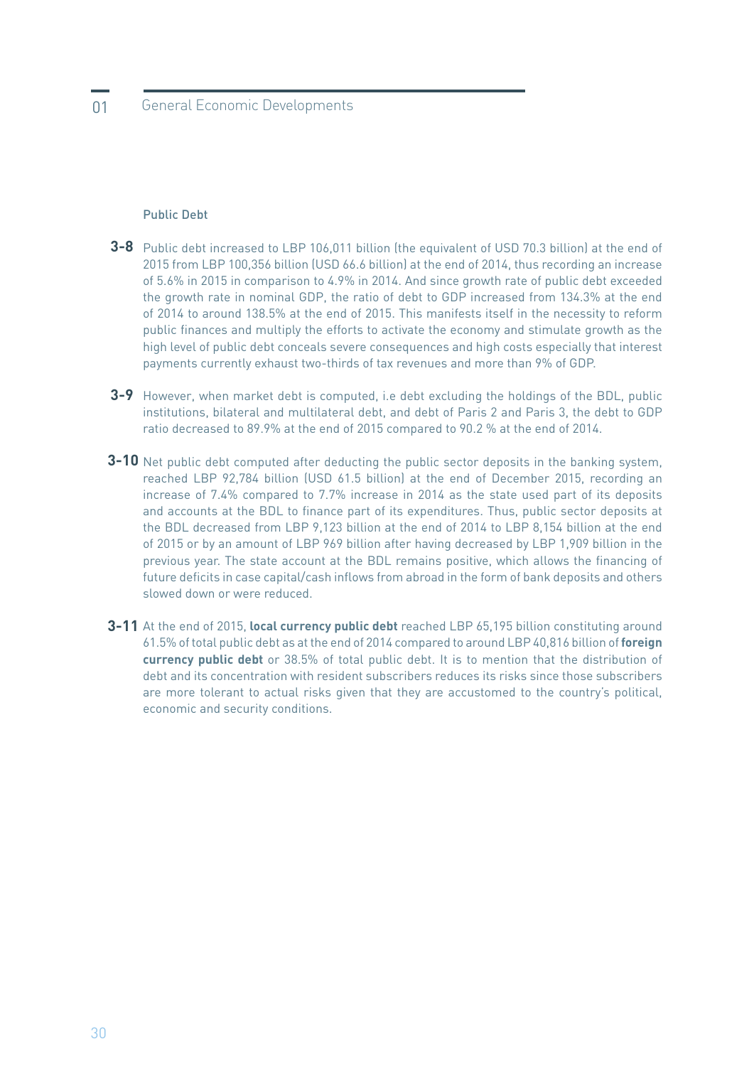### Public Debt

**3-8** Public debt increased to LBP 106,011 billion (the equivalent of USD 70.3 billion) at the end of 2015 from LBP 100,356 billion (USD 66.6 billion) at the end of 2014, thus recording an increase of 5.6% in 2015 in comparison to 4.9% in 2014. And since growth rate of public debt exceeded the growth rate in nominal GDP, the ratio of debt to GDP increased from 134.3% at the end of 2014 to around 138.5% at the end of 2015. This manifests itself in the necessity to reform public finances and multiply the efforts to activate the economy and stimulate growth as the high level of public debt conceals severe consequences and high costs especially that interest payments currently exhaust two-thirds of tax revenues and more than 9% of GDP.

**3-9** However, when market debt is computed, i.e debt excluding the holdings of the BDL, public institutions, bilateral and multilateral debt, and debt of Paris 2 and Paris 3, the debt to GDP ratio decreased to 89.9% at the end of 2015 compared to 90.2 % at the end of 2014.

**3-10** Net public debt computed after deducting the public sector deposits in the banking system, reached LBP 92,784 billion (USD 61.5 billion) at the end of December 2015, recording an increase of 7.4% compared to 7.7% increase in 2014 as the state used part of its deposits and accounts at the BDL to finance part of its expenditures. Thus, public sector deposits at the BDL decreased from LBP 9,123 billion at the end of 2014 to LBP 8,154 billion at the end of 2015 or by an amount of LBP 969 billion after having decreased by LBP 1,909 billion in the previous year. The state account at the BDL remains positive, which allows the financing of future deficits in case capital/cash inflows from abroad in the form of bank deposits and others slowed down or were reduced.

**3-11** At the end of 2015, **local currency public debt** reached LBP 65,195 billion constituting around 61.5% of total public debt as at the end of 2014 compared to around LBP 40,816 billion of **foreign currency public debt** or 38.5% of total public debt. It is to mention that the distribution of debt and its concentration with resident subscribers reduces its risks since those subscribers are more tolerant to actual risks given that they are accustomed to the country's political, economic and security conditions.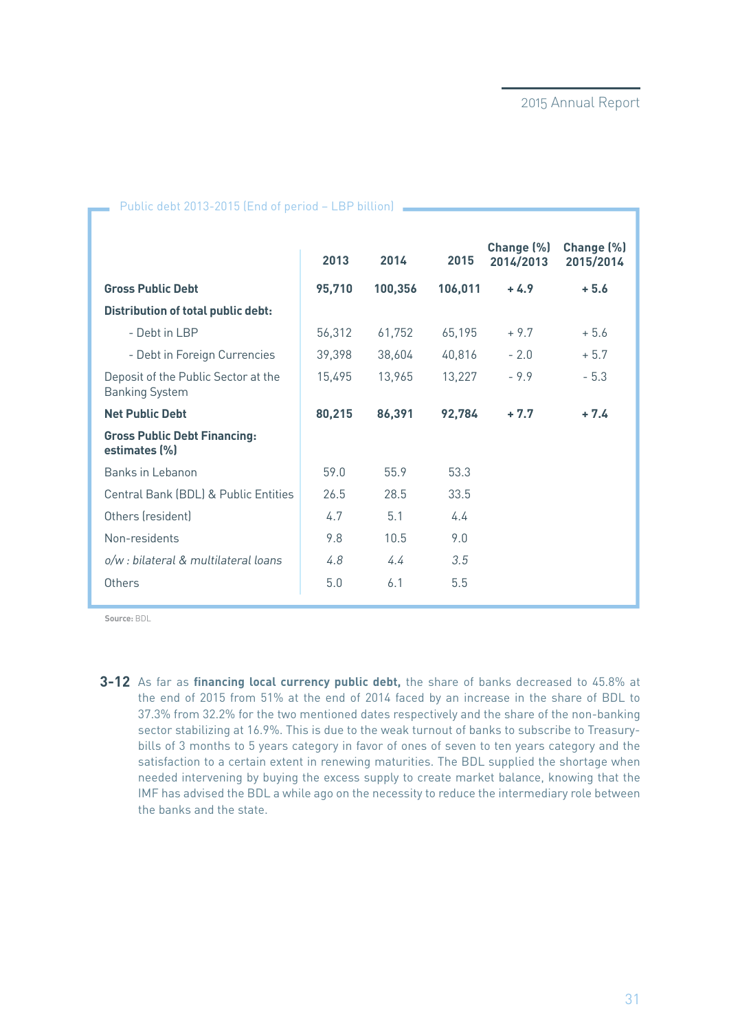Public debt 2013-2015 (End of period – LBP billion)

| | 2013 | 2014 | 2015 | Change (%) 2014/2013 | Change (%) 2015/2014 |
|---|---|---|---|---|---|
| **Gross Public Debt** | **95,710** | **100,356** | **106,011** | **+ 4.9** | **+ 5.6** |
| **Distribution of total public debt:** | | | | | |
| - Debt in LBP | 56,312 | 61,752 | 65,195 | + 9.7 | + 5.6 |
| - Debt in Foreign Currencies | 39,398 | 38,604 | 40,816 | - 2.0 | + 5.7 |
| Deposit of the Public Sector at the Banking System | 15,495 | 13,965 | 13,227 | - 9.9 | - 5.3 |
| **Net Public Debt** | **80,215** | **86,391** | **92,784** | **+ 7.7** | **+ 7.4** |
| **Gross Public Debt Financing: estimates (%)** | | | | | |
| Banks in Lebanon | 59.0 | 55.9 | 53.3 | | |
| Central Bank (BDL) & Public Entities | 26.5 | 28.5 | 33.5 | | |
| Others (resident) | 4.7 | 5.1 | 4.4 | | |
| Non-residents | 9.8 | 10.5 | 9.0 | | |
| *o/w : bilateral & multilateral loans* | *4.8* | *4.4* | *3.5* | | |
| Others | 5.0 | 6.1 | 5.5 | | |

**Source:** BDL

**3-12** As far as **financing local currency public debt,** the share of banks decreased to 45.8% at the end of 2015 from 51% at the end of 2014 faced by an increase in the share of BDL to 37.3% from 32.2% for the two mentioned dates respectively and the share of the non-banking sector stabilizing at 16.9%. This is due to the weak turnout of banks to subscribe to Treasury-bills of 3 months to 5 years category in favor of ones of seven to ten years category and the satisfaction to a certain extent in renewing maturities. The BDL supplied the shortage when needed intervening by buying the excess supply to create market balance, knowing that the IMF has advised the BDL a while ago on the necessity to reduce the intermediary role between the banks and the state.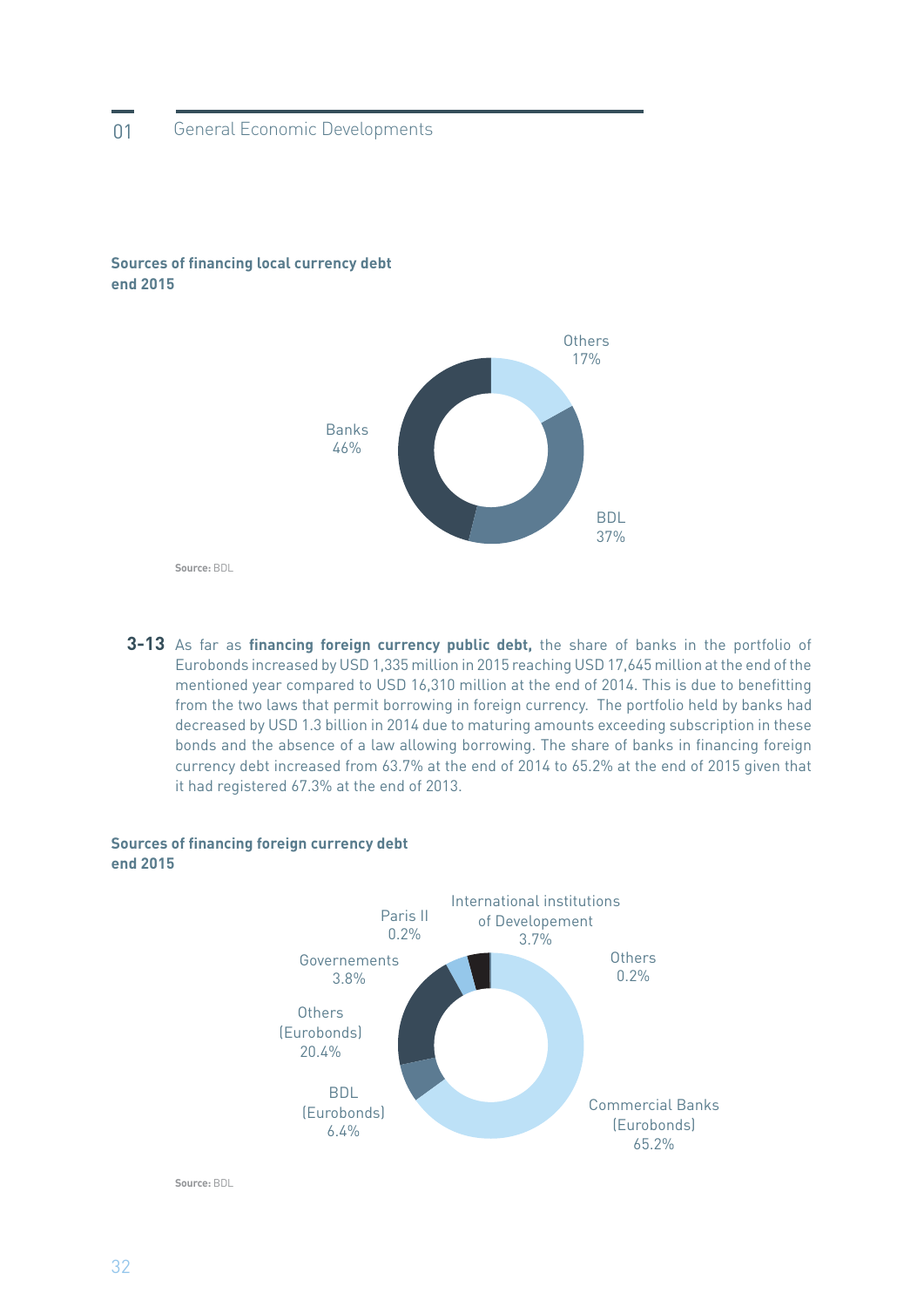**Sources of financing local currency debt end 2015**

| Source | Share |
|---|---|
| Banks | 46% |
| BDL | 37% |
| Others | 17% |

Source: BDL

**3-13** As far as **financing foreign currency public debt,** the share of banks in the portfolio of Eurobonds increased by USD 1,335 million in 2015 reaching USD 17,645 million at the end of the mentioned year compared to USD 16,310 million at the end of 2014. This is due to benefitting from the two laws that permit borrowing in foreign currency. The portfolio held by banks had decreased by USD 1.3 billion in 2014 due to maturing amounts exceeding subscription in these bonds and the absence of a law allowing borrowing. The share of banks in financing foreign currency debt increased from 63.7% at the end of 2014 to 65.2% at the end of 2015 given that it had registered 67.3% at the end of 2013.

**Sources of financing foreign currency debt end 2015**

| Source | Share |
|---|---|
| Commercial Banks (Eurobonds) | 65.2% |
| Others (Eurobonds) | 20.4% |
| BDL (Eurobonds) | 6.4% |
| Governements | 3.8% |
| International institutions of Developement | 3.7% |
| Paris II | 0.2% |
| Others | 0.2% |

Source: BDL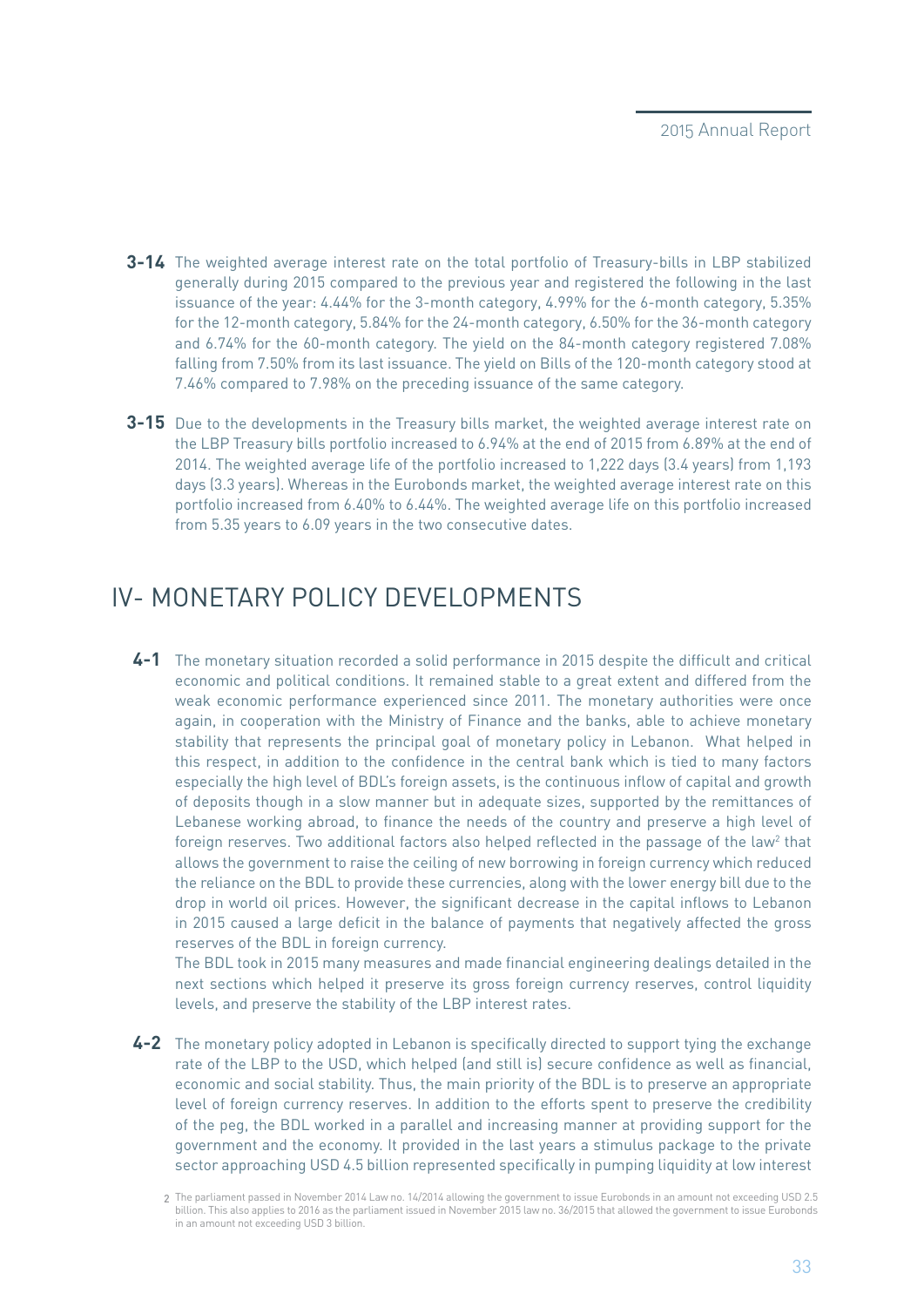**3-14** The weighted average interest rate on the total portfolio of Treasury-bills in LBP stabilized generally during 2015 compared to the previous year and registered the following in the last issuance of the year: 4.44% for the 3-month category, 4.99% for the 6-month category, 5.35% for the 12-month category, 5.84% for the 24-month category, 6.50% for the 36-month category and 6.74% for the 60-month category. The yield on the 84-month category registered 7.08% falling from 7.50% from its last issuance. The yield on Bills of the 120-month category stood at 7.46% compared to 7.98% on the preceding issuance of the same category.

**3-15** Due to the developments in the Treasury bills market, the weighted average interest rate on the LBP Treasury bills portfolio increased to 6.94% at the end of 2015 from 6.89% at the end of 2014. The weighted average life of the portfolio increased to 1,222 days (3.4 years) from 1,193 days (3.3 years). Whereas in the Eurobonds market, the weighted average interest rate on this portfolio increased from 6.40% to 6.44%. The weighted average life on this portfolio increased from 5.35 years to 6.09 years in the two consecutive dates.

# IV- MONETARY POLICY DEVELOPMENTS

**4-1** The monetary situation recorded a solid performance in 2015 despite the difficult and critical economic and political conditions. It remained stable to a great extent and differed from the weak economic performance experienced since 2011. The monetary authorities were once again, in cooperation with the Ministry of Finance and the banks, able to achieve monetary stability that represents the principal goal of monetary policy in Lebanon. What helped in this respect, in addition to the confidence in the central bank which is tied to many factors especially the high level of BDL's foreign assets, is the continuous inflow of capital and growth of deposits though in a slow manner but in adequate sizes, supported by the remittances of Lebanese working abroad, to finance the needs of the country and preserve a high level of foreign reserves. Two additional factors also helped reflected in the passage of the law[2] that allows the government to raise the ceiling of new borrowing in foreign currency which reduced the reliance on the BDL to provide these currencies, along with the lower energy bill due to the drop in world oil prices. However, the significant decrease in the capital inflows to Lebanon in 2015 caused a large deficit in the balance of payments that negatively affected the gross reserves of the BDL in foreign currency.

The BDL took in 2015 many measures and made financial engineering dealings detailed in the next sections which helped it preserve its gross foreign currency reserves, control liquidity levels, and preserve the stability of the LBP interest rates.

**4-2** The monetary policy adopted in Lebanon is specifically directed to support tying the exchange rate of the LBP to the USD, which helped (and still is) secure confidence as well as financial, economic and social stability. Thus, the main priority of the BDL is to preserve an appropriate level of foreign currency reserves. In addition to the efforts spent to preserve the credibility of the peg, the BDL worked in a parallel and increasing manner at providing support for the government and the economy. It provided in the last years a stimulus package to the private sector approaching USD 4.5 billion represented specifically in pumping liquidity at low interest

2 The parliament passed in November 2014 Law no. 14/2014 allowing the government to issue Eurobonds in an amount not exceeding USD 2.5 billion. This also applies to 2016 as the parliament issued in November 2015 law no. 36/2015 that allowed the government to issue Eurobonds in an amount not exceeding USD 3 billion.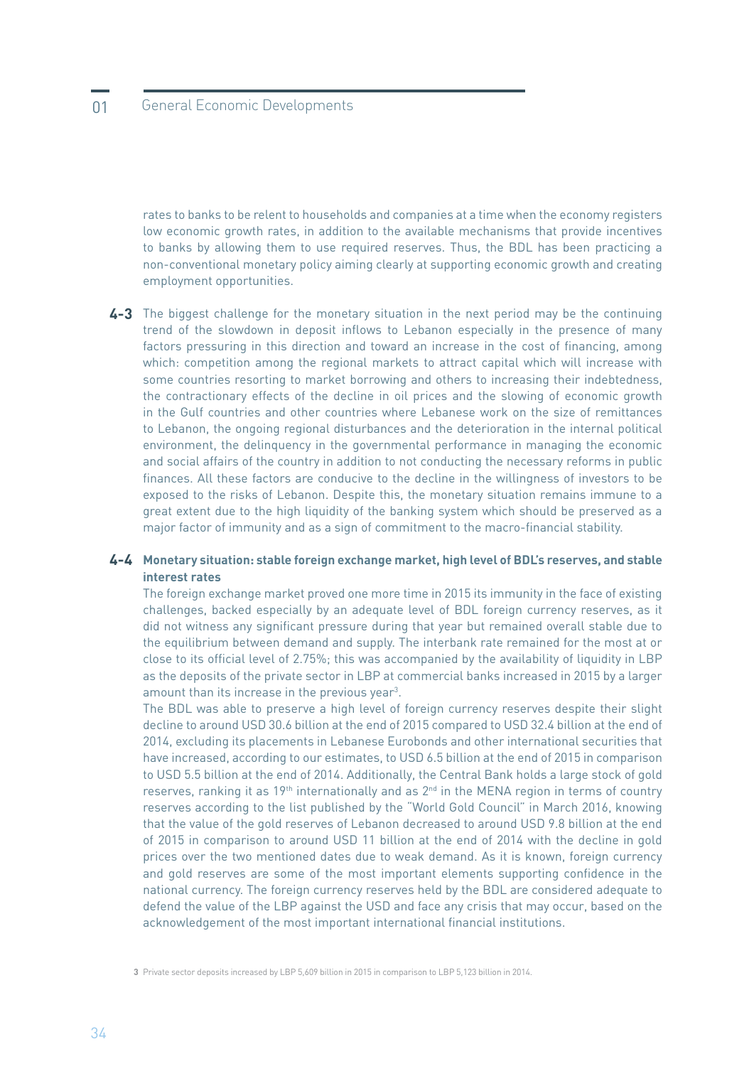rates to banks to be relent to households and companies at a time when the economy registers low economic growth rates, in addition to the available mechanisms that provide incentives to banks by allowing them to use required reserves. Thus, the BDL has been practicing a non-conventional monetary policy aiming clearly at supporting economic growth and creating employment opportunities.

**4-3** The biggest challenge for the monetary situation in the next period may be the continuing trend of the slowdown in deposit inflows to Lebanon especially in the presence of many factors pressuring in this direction and toward an increase in the cost of financing, among which: competition among the regional markets to attract capital which will increase with some countries resorting to market borrowing and others to increasing their indebtedness, the contractionary effects of the decline in oil prices and the slowing of economic growth in the Gulf countries and other countries where Lebanese work on the size of remittances to Lebanon, the ongoing regional disturbances and the deterioration in the internal political environment, the delinquency in the governmental performance in managing the economic and social affairs of the country in addition to not conducting the necessary reforms in public finances. All these factors are conducive to the decline in the willingness of investors to be exposed to the risks of Lebanon. Despite this, the monetary situation remains immune to a great extent due to the high liquidity of the banking system which should be preserved as a major factor of immunity and as a sign of commitment to the macro-financial stability.

**4-4 Monetary situation: stable foreign exchange market, high level of BDL's reserves, and stable interest rates**

The foreign exchange market proved one more time in 2015 its immunity in the face of existing challenges, backed especially by an adequate level of BDL foreign currency reserves, as it did not witness any significant pressure during that year but remained overall stable due to the equilibrium between demand and supply. The interbank rate remained for the most at or close to its official level of 2.75%; this was accompanied by the availability of liquidity in LBP as the deposits of the private sector in LBP at commercial banks increased in 2015 by a larger amount than its increase in the previous year[3].

The BDL was able to preserve a high level of foreign currency reserves despite their slight decline to around USD 30.6 billion at the end of 2015 compared to USD 32.4 billion at the end of 2014, excluding its placements in Lebanese Eurobonds and other international securities that have increased, according to our estimates, to USD 6.5 billion at the end of 2015 in comparison to USD 5.5 billion at the end of 2014. Additionally, the Central Bank holds a large stock of gold reserves, ranking it as 19th internationally and as 2nd in the MENA region in terms of country reserves according to the list published by the "World Gold Council" in March 2016, knowing that the value of the gold reserves of Lebanon decreased to around USD 9.8 billion at the end of 2015 in comparison to around USD 11 billion at the end of 2014 with the decline in gold prices over the two mentioned dates due to weak demand. As it is known, foreign currency and gold reserves are some of the most important elements supporting confidence in the national currency. The foreign currency reserves held by the BDL are considered adequate to defend the value of the LBP against the USD and face any crisis that may occur, based on the acknowledgement of the most important international financial institutions.

[3] Private sector deposits increased by LBP 5,609 billion in 2015 in comparison to LBP 5,123 billion in 2014.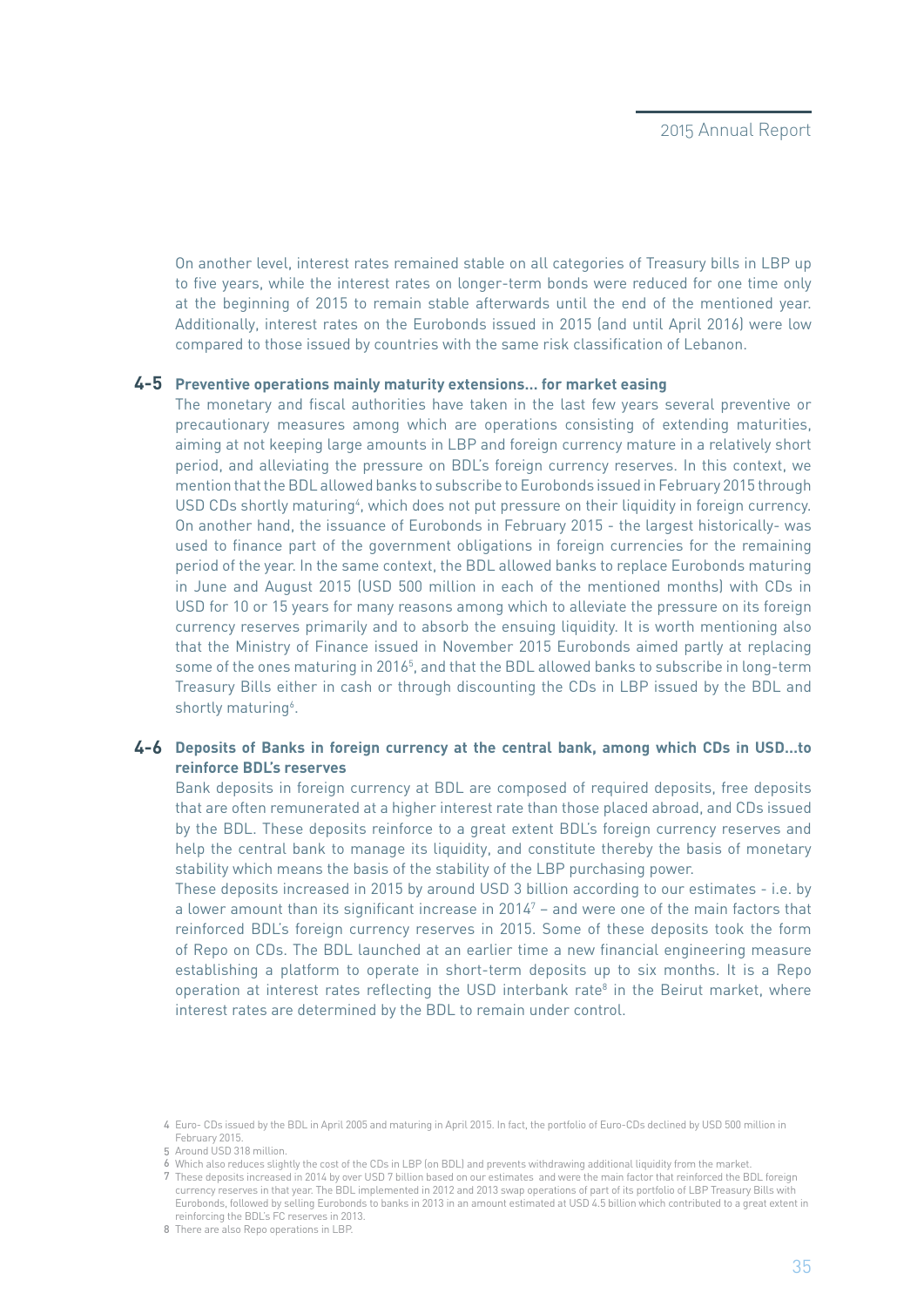On another level, interest rates remained stable on all categories of Treasury bills in LBP up to five years, while the interest rates on longer-term bonds were reduced for one time only at the beginning of 2015 to remain stable afterwards until the end of the mentioned year. Additionally, interest rates on the Eurobonds issued in 2015 (and until April 2016) were low compared to those issued by countries with the same risk classification of Lebanon.

### 4-5 Preventive operations mainly maturity extensions... for market easing

The monetary and fiscal authorities have taken in the last few years several preventive or precautionary measures among which are operations consisting of extending maturities, aiming at not keeping large amounts in LBP and foreign currency mature in a relatively short period, and alleviating the pressure on BDL's foreign currency reserves. In this context, we mention that the BDL allowed banks to subscribe to Eurobonds issued in February 2015 through USD CDs shortly maturing[4], which does not put pressure on their liquidity in foreign currency. On another hand, the issuance of Eurobonds in February 2015 - the largest historically- was used to finance part of the government obligations in foreign currencies for the remaining period of the year. In the same context, the BDL allowed banks to replace Eurobonds maturing in June and August 2015 (USD 500 million in each of the mentioned months) with CDs in USD for 10 or 15 years for many reasons among which to alleviate the pressure on its foreign currency reserves primarily and to absorb the ensuing liquidity. It is worth mentioning also that the Ministry of Finance issued in November 2015 Eurobonds aimed partly at replacing some of the ones maturing in 2016[5], and that the BDL allowed banks to subscribe in long-term Treasury Bills either in cash or through discounting the CDs in LBP issued by the BDL and shortly maturing[6].

### 4-6 Deposits of Banks in foreign currency at the central bank, among which CDs in USD...to reinforce BDL's reserves

Bank deposits in foreign currency at BDL are composed of required deposits, free deposits that are often remunerated at a higher interest rate than those placed abroad, and CDs issued by the BDL. These deposits reinforce to a great extent BDL's foreign currency reserves and help the central bank to manage its liquidity, and constitute thereby the basis of monetary stability which means the basis of the stability of the LBP purchasing power.

These deposits increased in 2015 by around USD 3 billion according to our estimates - i.e. by a lower amount than its significant increase in 2014[7] – and were one of the main factors that reinforced BDL's foreign currency reserves in 2015. Some of these deposits took the form of Repo on CDs. The BDL launched at an earlier time a new financial engineering measure establishing a platform to operate in short-term deposits up to six months. It is a Repo operation at interest rates reflecting the USD interbank rate[8] in the Beirut market, where interest rates are determined by the BDL to remain under control.

---

4 Euro- CDs issued by the BDL in April 2005 and maturing in April 2015. In fact, the portfolio of Euro-CDs declined by USD 500 million in February 2015.

5 Around USD 318 million.

6 Which also reduces slightly the cost of the CDs in LBP (on BDL) and prevents withdrawing additional liquidity from the market.

7 These deposits increased in 2014 by over USD 7 billion based on our estimates and were the main factor that reinforced the BDL foreign currency reserves in that year. The BDL implemented in 2012 and 2013 swap operations of part of its portfolio of LBP Treasury Bills with Eurobonds, followed by selling Eurobonds to banks in 2013 in an amount estimated at USD 4.5 billion which contributed to a great extent in reinforcing the BDL's FC reserves in 2013.

8 There are also Repo operations in LBP.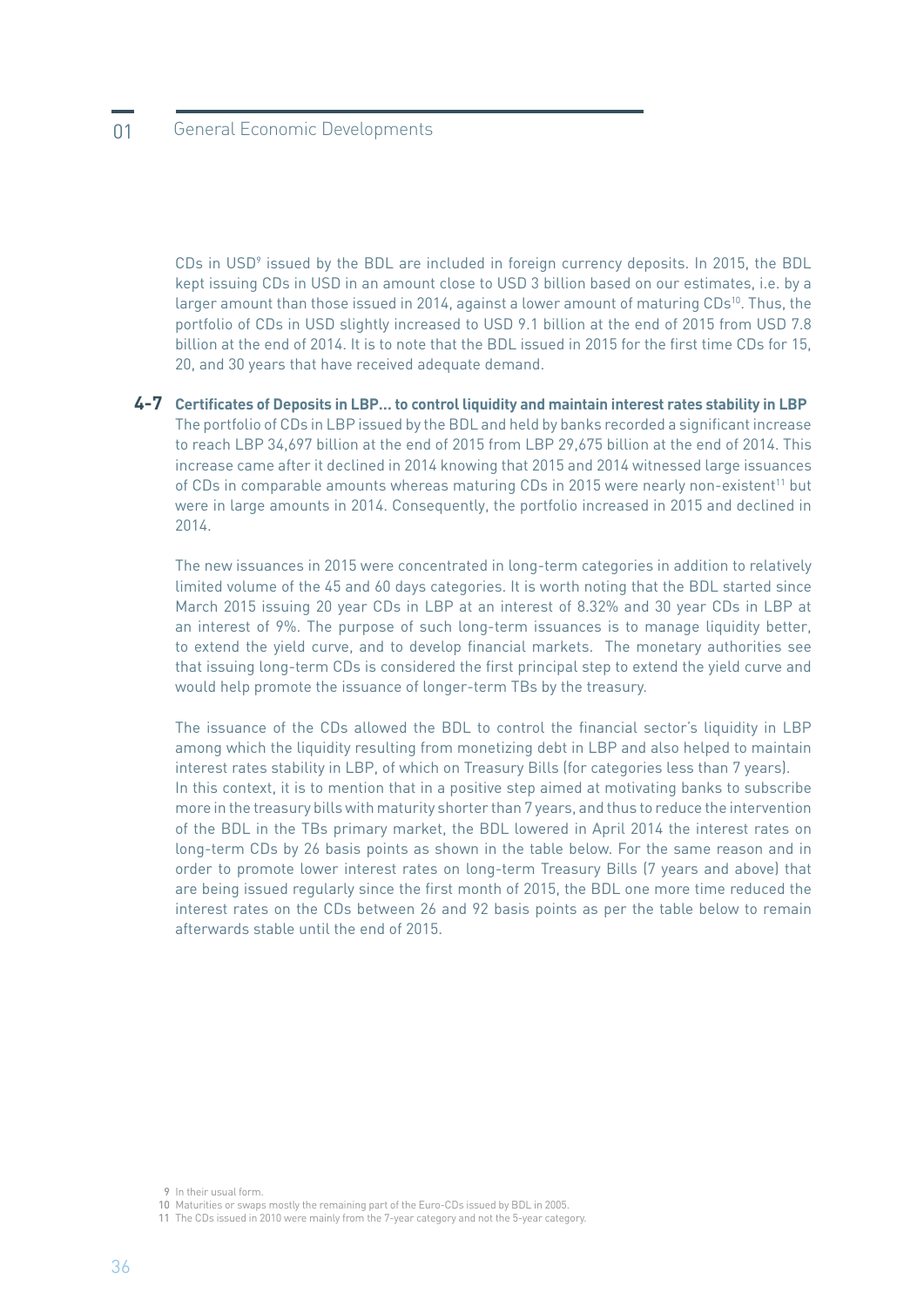CDs in USD[9] issued by the BDL are included in foreign currency deposits. In 2015, the BDL kept issuing CDs in USD in an amount close to USD 3 billion based on our estimates, i.e. by a larger amount than those issued in 2014, against a lower amount of maturing CDs[10]. Thus, the portfolio of CDs in USD slightly increased to USD 9.1 billion at the end of 2015 from USD 7.8 billion at the end of 2014. It is to note that the BDL issued in 2015 for the first time CDs for 15, 20, and 30 years that have received adequate demand.

### 4-7 Certificates of Deposits in LBP... to control liquidity and maintain interest rates stability in LBP

The portfolio of CDs in LBP issued by the BDL and held by banks recorded a significant increase to reach LBP 34,697 billion at the end of 2015 from LBP 29,675 billion at the end of 2014. This increase came after it declined in 2014 knowing that 2015 and 2014 witnessed large issuances of CDs in comparable amounts whereas maturing CDs in 2015 were nearly non-existent[11] but were in large amounts in 2014. Consequently, the portfolio increased in 2015 and declined in 2014.

The new issuances in 2015 were concentrated in long-term categories in addition to relatively limited volume of the 45 and 60 days categories. It is worth noting that the BDL started since March 2015 issuing 20 year CDs in LBP at an interest of 8.32% and 30 year CDs in LBP at an interest of 9%. The purpose of such long-term issuances is to manage liquidity better, to extend the yield curve, and to develop financial markets. The monetary authorities see that issuing long-term CDs is considered the first principal step to extend the yield curve and would help promote the issuance of longer-term TBs by the treasury.

The issuance of the CDs allowed the BDL to control the financial sector's liquidity in LBP among which the liquidity resulting from monetizing debt in LBP and also helped to maintain interest rates stability in LBP, of which on Treasury Bills (for categories less than 7 years).
In this context, it is to mention that in a positive step aimed at motivating banks to subscribe more in the treasury bills with maturity shorter than 7 years, and thus to reduce the intervention of the BDL in the TBs primary market, the BDL lowered in April 2014 the interest rates on long-term CDs by 26 basis points as shown in the table below. For the same reason and in order to promote lower interest rates on long-term Treasury Bills (7 years and above) that are being issued regularly since the first month of 2015, the BDL one more time reduced the interest rates on the CDs between 26 and 92 basis points as per the table below to remain afterwards stable until the end of 2015.

---

[9] In their usual form.

[10] Maturities or swaps mostly the remaining part of the Euro-CDs issued by BDL in 2005.

[11] The CDs issued in 2010 were mainly from the 7-year category and not the 5-year category.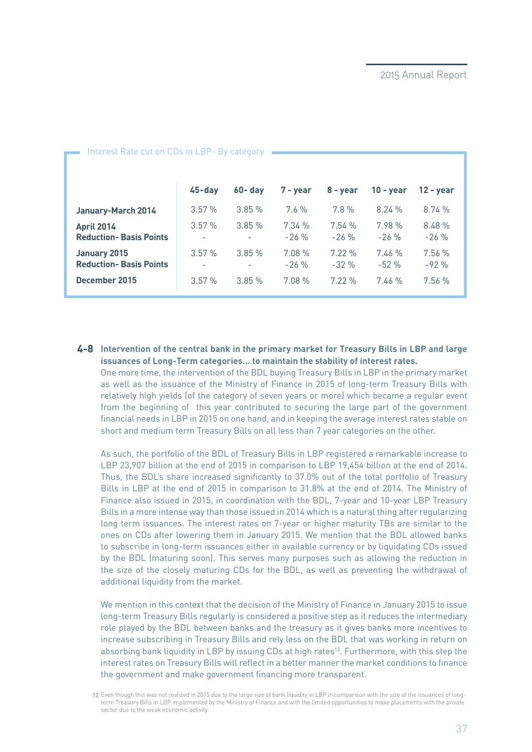Interest Rate cut on CDs in LBP- By category

| | 45-day | 60- day | 7 - year | 8 - year | 10 - year | 12 - year |
|---|---|---|---|---|---|---|
| **January-March 2014** | 3.57 % | 3.85 % | 7.6 % | 7.8 % | 8.24 % | 8.74 % |
| **April 2014** | 3.57 % | 3.85 % | 7.34 % | 7.54 % | 7.98 % | 8.48 % |
| **Reduction- Basis Points** | - | - | -26 % | -26 % | -26 % | -26 % |
| **January 2015** | 3.57 % | 3.85 % | 7.08 % | 7.22 % | 7.46 % | 7.56 % |
| **Reduction- Basis Points** | - | - | -26 % | -32 % | -52 % | -92 % |
| **December 2015** | 3.57 % | 3.85 % | 7.08 % | 7.22 % | 7.46 % | 7.56 % |

### 4-8 Intervention of the central bank in the primary market for Treasury Bills in LBP and large issuances of Long-Term categories... to maintain the stability of interest rates.

One more time, the intervention of the BDL buying Treasury Bills in LBP in the primary market as well as the issuance of the Ministry of Finance in 2015 of long-term Treasury Bills with relatively high yields (of the category of seven years or more) which became a regular event from the beginning of this year contributed to securing the large part of the government financial needs in LBP in 2015 on one hand, and in keeping the average interest rates stable on short and medium term Treasury Bills on all less than 7 year categories on the other.

As such, the portfolio of the BDL of Treasury Bills in LBP registered a remarkable increase to LBP 23,907 billion at the end of 2015 in comparison to LBP 19,454 billion at the end of 2014. Thus, the BDL's share increased significantly to 37.0% out of the total portfolio of Treasury Bills in LBP at the end of 2015 in comparison to 31.8% at the end of 2014. The Ministry of Finance also issued in 2015, in coordination with the BDL, 7-year and 10-year LBP Treasury Bills in a more intense way than those issued in 2014 which is a natural thing after regularizing long term issuances. The interest rates on 7-year or higher maturity TBs are similar to the ones on CDs after lowering them in January 2015. We mention that the BDL allowed banks to subscribe in long-term issuances either in available currency or by liquidating CDs issued by the BDL (maturing soon). This serves many purposes such as allowing the reduction in the size of the closely maturing CDs for the BDL, as well as preventing the withdrawal of additional liquidity from the market.

We mention in this context that the decision of the Ministry of Finance in January 2015 to issue long-term Treasury Bills regularly is considered a positive step as it reduces the intermediary role played by the BDL between banks and the treasury as it gives banks more incentives to increase subscribing in Treasury Bills and rely less on the BDL that was working in return on absorbing bank liquidity in LBP by issuing CDs at high rates[12]. Furthermore, with this step the interest rates on Treasury Bills will reflect in a better manner the market conditions to finance the government and make government financing more transparent.

12 Even though this was not realized in 2015 due to the large size of bank liquidity in LBP in comparison with the size of the issuances of long-term Treasury Bills in LBP implemented by the Ministry of Finance and with the limited opportunities to make placements with the private sector due to the weak economic activity.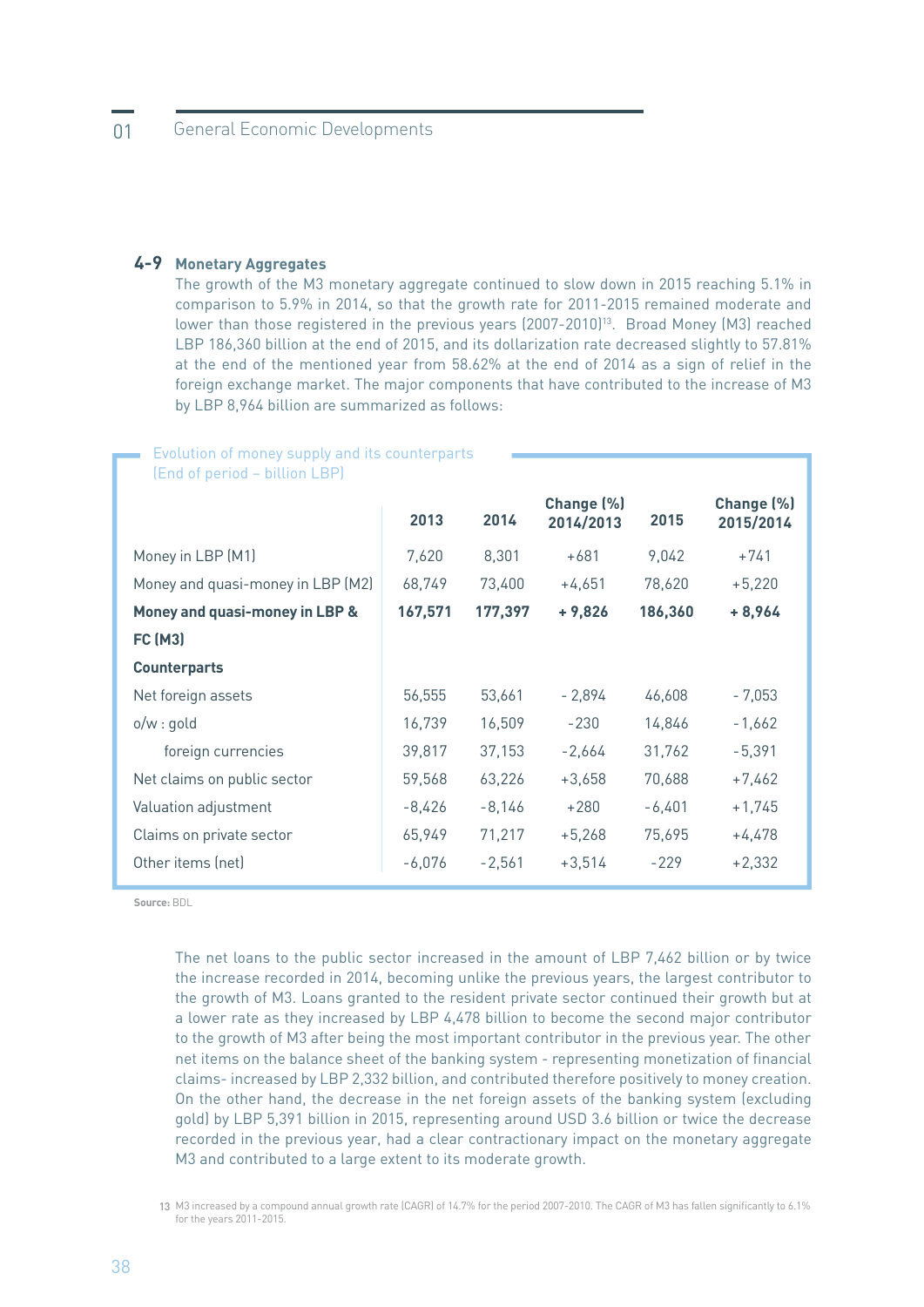### 4-9 Monetary Aggregates

The growth of the M3 monetary aggregate continued to slow down in 2015 reaching 5.1% in comparison to 5.9% in 2014, so that the growth rate for 2011-2015 remained moderate and lower than those registered in the previous years (2007-2010)[13]. Broad Money (M3) reached LBP 186,360 billion at the end of 2015, and its dollarization rate decreased slightly to 57.81% at the end of the mentioned year from 58.62% at the end of 2014 as a sign of relief in the foreign exchange market. The major components that have contributed to the increase of M3 by LBP 8,964 billion are summarized as follows:

Evolution of money supply and its counterparts
(End of period – billion LBP)

| | 2013 | 2014 | Change (%) 2014/2013 | 2015 | Change (%) 2015/2014 |
|---|---|---|---|---|---|
| Money in LBP (M1) | 7,620 | 8,301 | +681 | 9,042 | +741 |
| Money and quasi-money in LBP (M2) | 68,749 | 73,400 | +4,651 | 78,620 | +5,220 |
| **Money and quasi-money in LBP & FC (M3)** | **167,571** | **177,397** | **+ 9,826** | **186,360** | **+ 8,964** |
| **Counterparts** | | | | | |
| Net foreign assets | 56,555 | 53,661 | - 2,894 | 46,608 | - 7,053 |
| o/w : gold | 16,739 | 16,509 | -230 | 14,846 | -1,662 |
| foreign currencies | 39,817 | 37,153 | -2,664 | 31,762 | -5,391 |
| Net claims on public sector | 59,568 | 63,226 | +3,658 | 70,688 | +7,462 |
| Valuation adjustment | -8,426 | -8,146 | +280 | -6,401 | +1,745 |
| Claims on private sector | 65,949 | 71,217 | +5,268 | 75,695 | +4,478 |
| Other items (net) | -6,076 | -2,561 | +3,514 | -229 | +2,332 |

**Source:** BDL

The net loans to the public sector increased in the amount of LBP 7,462 billion or by twice the increase recorded in 2014, becoming unlike the previous years, the largest contributor to the growth of M3. Loans granted to the resident private sector continued their growth but at a lower rate as they increased by LBP 4,478 billion to become the second major contributor to the growth of M3 after being the most important contributor in the previous year. The other net items on the balance sheet of the banking system - representing monetization of financial claims- increased by LBP 2,332 billion, and contributed therefore positively to money creation. On the other hand, the decrease in the net foreign assets of the banking system (excluding gold) by LBP 5,391 billion in 2015, representing around USD 3.6 billion or twice the decrease recorded in the previous year, had a clear contractionary impact on the monetary aggregate M3 and contributed to a large extent to its moderate growth.

[13] M3 increased by a compound annual growth rate (CAGR) of 14.7% for the period 2007-2010. The CAGR of M3 has fallen significantly to 6.1% for the years 2011-2015.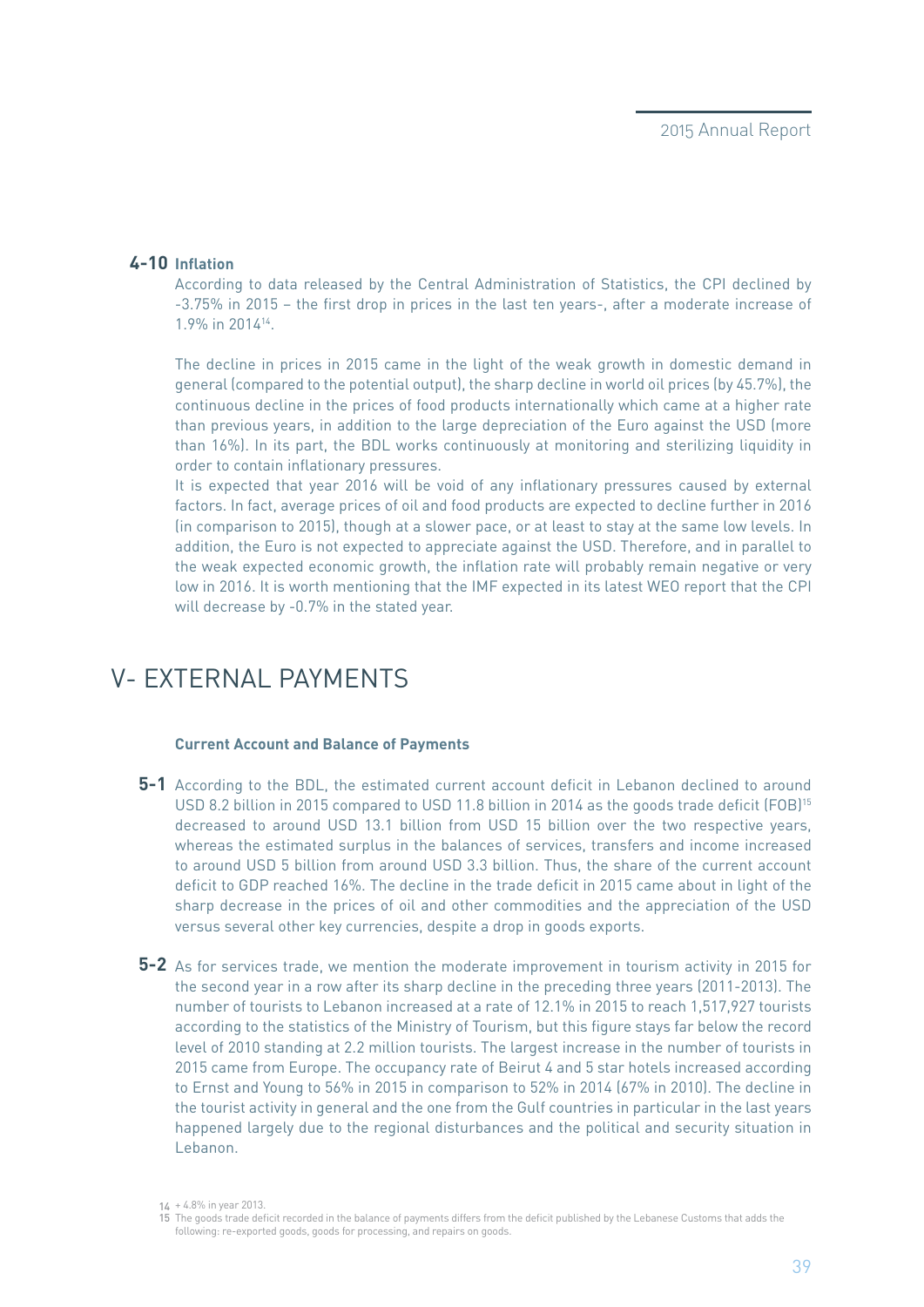**4-10 Inflation**

According to data released by the Central Administration of Statistics, the CPI declined by -3.75% in 2015 – the first drop in prices in the last ten years-, after a moderate increase of 1.9% in 2014[14].

The decline in prices in 2015 came in the light of the weak growth in domestic demand in general (compared to the potential output), the sharp decline in world oil prices (by 45.7%), the continuous decline in the prices of food products internationally which came at a higher rate than previous years, in addition to the large depreciation of the Euro against the USD (more than 16%). In its part, the BDL works continuously at monitoring and sterilizing liquidity in order to contain inflationary pressures.

It is expected that year 2016 will be void of any inflationary pressures caused by external factors. In fact, average prices of oil and food products are expected to decline further in 2016 (in comparison to 2015), though at a slower pace, or at least to stay at the same low levels. In addition, the Euro is not expected to appreciate against the USD. Therefore, and in parallel to the weak expected economic growth, the inflation rate will probably remain negative or very low in 2016. It is worth mentioning that the IMF expected in its latest WEO report that the CPI will decrease by -0.7% in the stated year.

# V- EXTERNAL PAYMENTS

**Current Account and Balance of Payments**

**5-1** According to the BDL, the estimated current account deficit in Lebanon declined to around USD 8.2 billion in 2015 compared to USD 11.8 billion in 2014 as the goods trade deficit (FOB)[15] decreased to around USD 13.1 billion from USD 15 billion over the two respective years, whereas the estimated surplus in the balances of services, transfers and income increased to around USD 5 billion from around USD 3.3 billion. Thus, the share of the current account deficit to GDP reached 16%. The decline in the trade deficit in 2015 came about in light of the sharp decrease in the prices of oil and other commodities and the appreciation of the USD versus several other key currencies, despite a drop in goods exports.

**5-2** As for services trade, we mention the moderate improvement in tourism activity in 2015 for the second year in a row after its sharp decline in the preceding three years (2011-2013). The number of tourists to Lebanon increased at a rate of 12.1% in 2015 to reach 1,517,927 tourists according to the statistics of the Ministry of Tourism, but this figure stays far below the record level of 2010 standing at 2.2 million tourists. The largest increase in the number of tourists in 2015 came from Europe. The occupancy rate of Beirut 4 and 5 star hotels increased according to Ernst and Young to 56% in 2015 in comparison to 52% in 2014 (67% in 2010). The decline in the tourist activity in general and the one from the Gulf countries in particular in the last years happened largely due to the regional disturbances and the political and security situation in Lebanon.

14 + 4.8% in year 2013.

15 The goods trade deficit recorded in the balance of payments differs from the deficit published by the Lebanese Customs that adds the following: re-exported goods, goods for processing, and repairs on goods.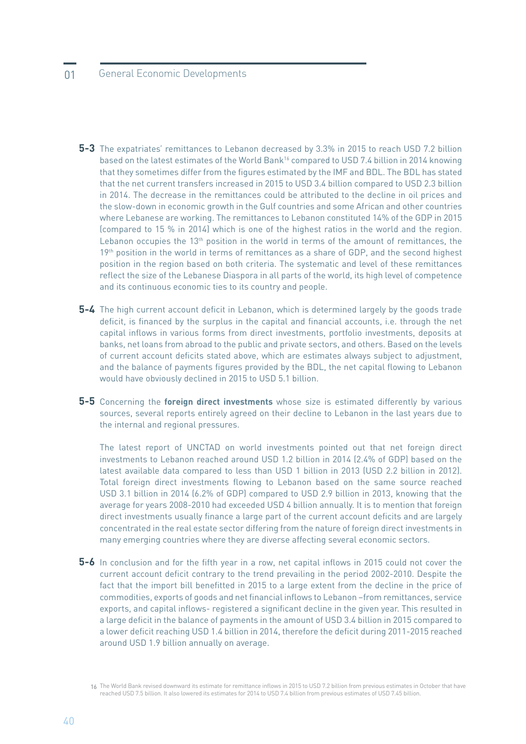**5-3** The expatriates' remittances to Lebanon decreased by 3.3% in 2015 to reach USD 7.2 billion based on the latest estimates of the World Bank[16] compared to USD 7.4 billion in 2014 knowing that they sometimes differ from the figures estimated by the IMF and BDL. The BDL has stated that the net current transfers increased in 2015 to USD 3.4 billion compared to USD 2.3 billion in 2014. The decrease in the remittances could be attributed to the decline in oil prices and the slow-down in economic growth in the Gulf countries and some African and other countries where Lebanese are working. The remittances to Lebanon constituted 14% of the GDP in 2015 (compared to 15 % in 2014) which is one of the highest ratios in the world and the region. Lebanon occupies the 13th position in the world in terms of the amount of remittances, the 19th position in the world in terms of remittances as a share of GDP, and the second highest position in the region based on both criteria. The systematic and level of these remittances reflect the size of the Lebanese Diaspora in all parts of the world, its high level of competence and its continuous economic ties to its country and people.

**5-4** The high current account deficit in Lebanon, which is determined largely by the goods trade deficit, is financed by the surplus in the capital and financial accounts, i.e. through the net capital inflows in various forms from direct investments, portfolio investments, deposits at banks, net loans from abroad to the public and private sectors, and others. Based on the levels of current account deficits stated above, which are estimates always subject to adjustment, and the balance of payments figures provided by the BDL, the net capital flowing to Lebanon would have obviously declined in 2015 to USD 5.1 billion.

**5-5** Concerning the **foreign direct investments** whose size is estimated differently by various sources, several reports entirely agreed on their decline to Lebanon in the last years due to the internal and regional pressures.

The latest report of UNCTAD on world investments pointed out that net foreign direct investments to Lebanon reached around USD 1.2 billion in 2014 (2.4% of GDP) based on the latest available data compared to less than USD 1 billion in 2013 (USD 2.2 billion in 2012). Total foreign direct investments flowing to Lebanon based on the same source reached USD 3.1 billion in 2014 (6.2% of GDP) compared to USD 2.9 billion in 2013, knowing that the average for years 2008-2010 had exceeded USD 4 billion annually. It is to mention that foreign direct investments usually finance a large part of the current account deficits and are largely concentrated in the real estate sector differing from the nature of foreign direct investments in many emerging countries where they are diverse affecting several economic sectors.

**5-6** In conclusion and for the fifth year in a row, net capital inflows in 2015 could not cover the current account deficit contrary to the trend prevailing in the period 2002-2010. Despite the fact that the import bill benefitted in 2015 to a large extent from the decline in the price of commodities, exports of goods and net financial inflows to Lebanon –from remittances, service exports, and capital inflows- registered a significant decline in the given year. This resulted in a large deficit in the balance of payments in the amount of USD 3.4 billion in 2015 compared to a lower deficit reaching USD 1.4 billion in 2014, therefore the deficit during 2011-2015 reached around USD 1.9 billion annually on average.

[16] The World Bank revised downward its estimate for remittance inflows in 2015 to USD 7.2 billion from previous estimates in October that have reached USD 7.5 billion. It also lowered its estimates for 2014 to USD 7.4 billion from previous estimates of USD 7.45 billion.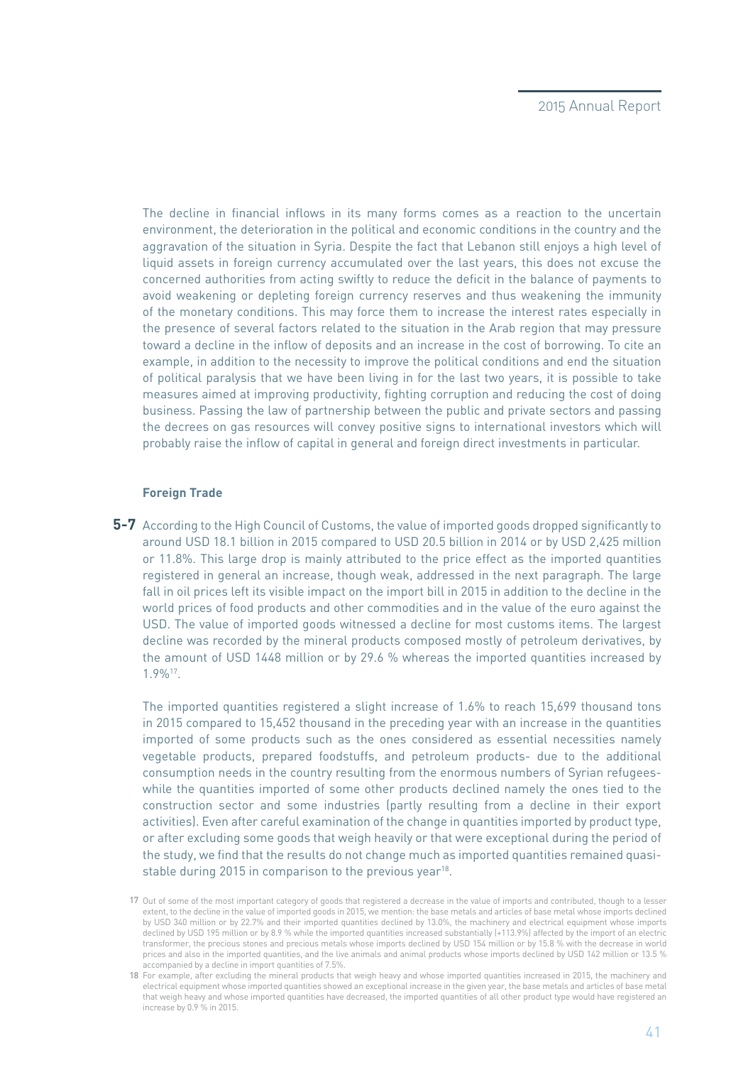The decline in financial inflows in its many forms comes as a reaction to the uncertain environment, the deterioration in the political and economic conditions in the country and the aggravation of the situation in Syria. Despite the fact that Lebanon still enjoys a high level of liquid assets in foreign currency accumulated over the last years, this does not excuse the concerned authorities from acting swiftly to reduce the deficit in the balance of payments to avoid weakening or depleting foreign currency reserves and thus weakening the immunity of the monetary conditions. This may force them to increase the interest rates especially in the presence of several factors related to the situation in the Arab region that may pressure toward a decline in the inflow of deposits and an increase in the cost of borrowing. To cite an example, in addition to the necessity to improve the political conditions and end the situation of political paralysis that we have been living in for the last two years, it is possible to take measures aimed at improving productivity, fighting corruption and reducing the cost of doing business. Passing the law of partnership between the public and private sectors and passing the decrees on gas resources will convey positive signs to international investors which will probably raise the inflow of capital in general and foreign direct investments in particular.

### Foreign Trade

**5-7** According to the High Council of Customs, the value of imported goods dropped significantly to around USD 18.1 billion in 2015 compared to USD 20.5 billion in 2014 or by USD 2,425 million or 11.8%. This large drop is mainly attributed to the price effect as the imported quantities registered in general an increase, though weak, addressed in the next paragraph. The large fall in oil prices left its visible impact on the import bill in 2015 in addition to the decline in the world prices of food products and other commodities and in the value of the euro against the USD. The value of imported goods witnessed a decline for most customs items. The largest decline was recorded by the mineral products composed mostly of petroleum derivatives, by the amount of USD 1448 million or by 29.6 % whereas the imported quantities increased by 1.9%[17].

The imported quantities registered a slight increase of 1.6% to reach 15,699 thousand tons in 2015 compared to 15,452 thousand in the preceding year with an increase in the quantities imported of some products such as the ones considered as essential necessities namely vegetable products, prepared foodstuffs, and petroleum products- due to the additional consumption needs in the country resulting from the enormous numbers of Syrian refugees- while the quantities imported of some other products declined namely the ones tied to the construction sector and some industries (partly resulting from a decline in their export activities). Even after careful examination of the change in quantities imported by product type, or after excluding some goods that weigh heavily or that were exceptional during the period of the study, we find that the results do not change much as imported quantities remained quasi-stable during 2015 in comparison to the previous year[18].

[17] Out of some of the most important category of goods that registered a decrease in the value of imports and contributed, though to a lesser extent, to the decline in the value of imported goods in 2015, we mention: the base metals and articles of base metal whose imports declined by USD 340 million or by 22.7% and their imported quantities declined by 13.0%, the machinery and electrical equipment whose imports declined by USD 195 million or by 8.9 % while the imported quantities increased substantially (+113.9%) affected by the import of an electric transformer, the precious stones and precious metals whose imports declined by USD 154 million or by 15.8 % with the decrease in world prices and also in the imported quantities, and the live animals and animal products whose imports declined by USD 142 million or 13.5 % accompanied by a decline in import quantities of 7.5%.

[18] For example, after excluding the mineral products that weigh heavy and whose imported quantities increased in 2015, the machinery and electrical equipment whose imported quantities showed an exceptional increase in the given year, the base metals and articles of base metal that weigh heavy and whose imported quantities have decreased, the imported quantities of all other product type would have registered an increase by 0.9 % in 2015.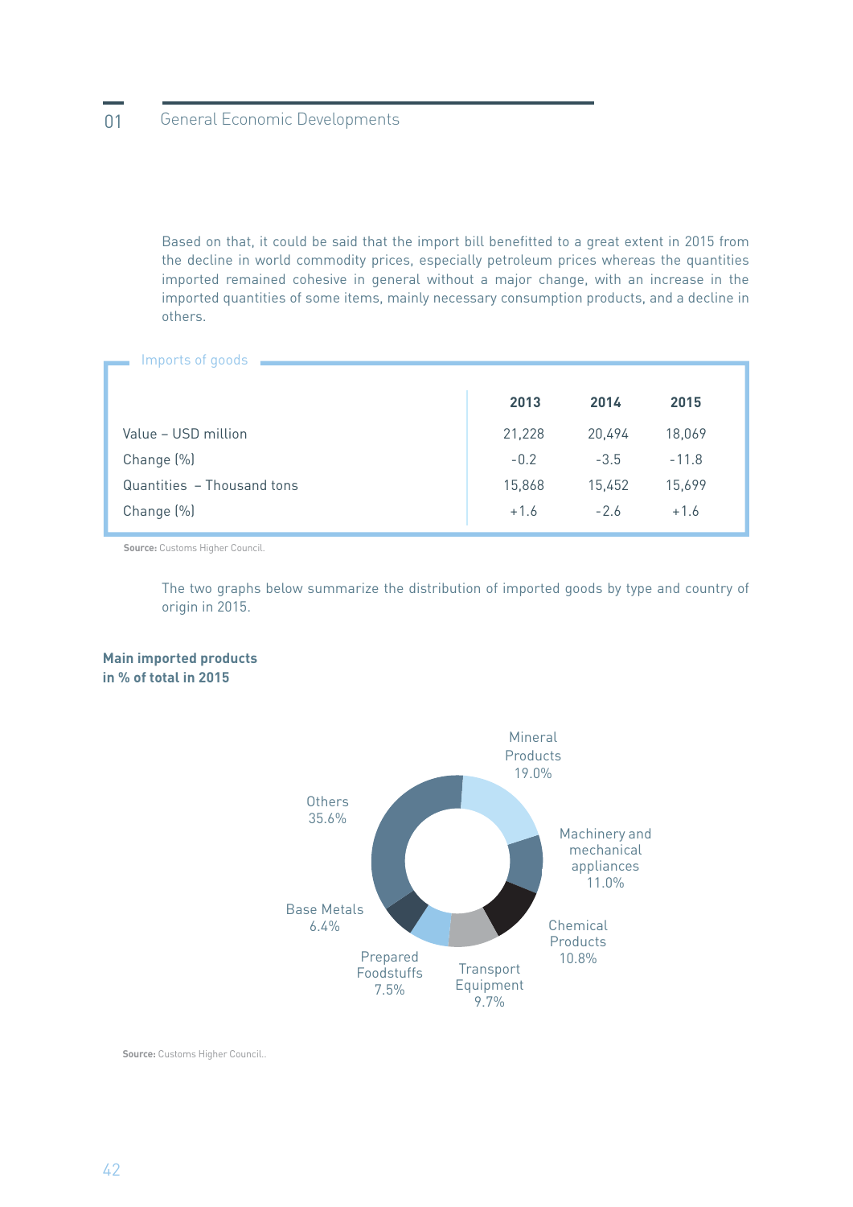Based on that, it could be said that the import bill benefitted to a great extent in 2015 from the decline in world commodity prices, especially petroleum prices whereas the quantities imported remained cohesive in general without a major change, with an increase in the imported quantities of some items, mainly necessary consumption products, and a decline in others.

**Imports of goods**

| | 2013 | 2014 | 2015 |
|---|---|---|---|
| Value – USD million | 21,228 | 20,494 | 18,069 |
| Change (%) | -0.2 | -3.5 | -11.8 |
| Quantities – Thousand tons | 15,868 | 15,452 | 15,699 |
| Change (%) | +1.6 | -2.6 | +1.6 |

**Source:** Customs Higher Council.

The two graphs below summarize the distribution of imported goods by type and country of origin in 2015.

**Main imported products in % of total in 2015**

| Product | % |
|---|---|
| Mineral Products | 19.0% |
| Machinery and mechanical appliances | 11.0% |
| Chemical Products | 10.8% |
| Transport Equipment | 9.7% |
| Prepared Foodstuffs | 7.5% |
| Base Metals | 6.4% |
| Others | 35.6% |

**Source:** Customs Higher Council.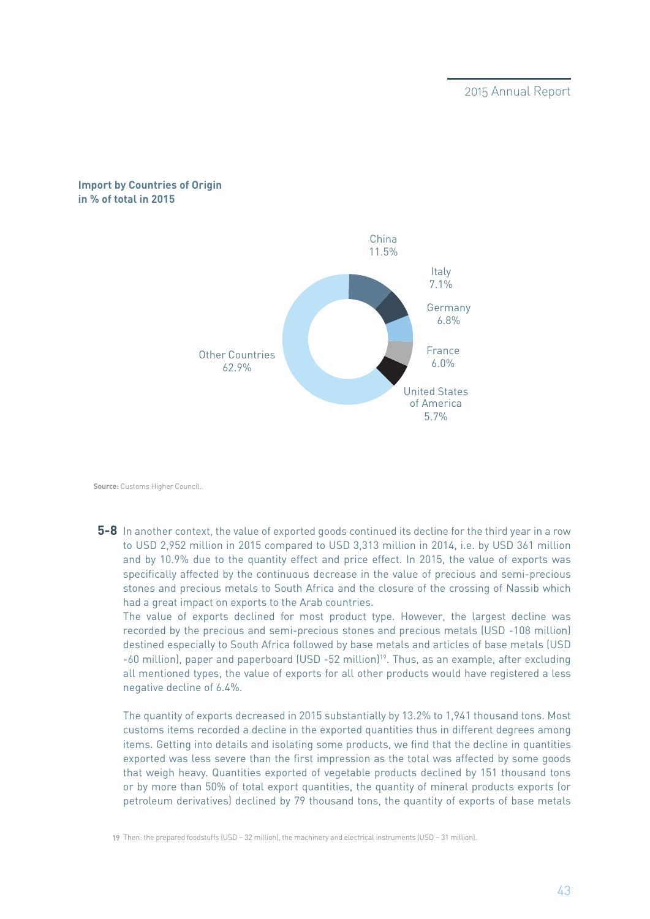**Import by Countries of Origin in % of total in 2015**

| Country | % of total |
|---|---|
| China | 11.5% |
| Italy | 7.1% |
| Germany | 6.8% |
| France | 6.0% |
| United States of America | 5.7% |
| Other Countries | 62.9% |

**Source:** Customs Higher Council..

**5-8** In another context, the value of exported goods continued its decline for the third year in a row to USD 2,952 million in 2015 compared to USD 3,313 million in 2014, i.e. by USD 361 million and by 10.9% due to the quantity effect and price effect. In 2015, the value of exports was specifically affected by the continuous decrease in the value of precious and semi-precious stones and precious metals to South Africa and the closure of the crossing of Nassib which had a great impact on exports to the Arab countries.

The value of exports declined for most product type. However, the largest decline was recorded by the precious and semi-precious stones and precious metals (USD -108 million) destined especially to South Africa followed by base metals and articles of base metals (USD -60 million), paper and paperboard (USD -52 million)[19]. Thus, as an example, after excluding all mentioned types, the value of exports for all other products would have registered a less negative decline of 6.4%.

The quantity of exports decreased in 2015 substantially by 13.2% to 1,941 thousand tons. Most customs items recorded a decline in the exported quantities thus in different degrees among items. Getting into details and isolating some products, we find that the decline in quantities exported was less severe than the first impression as the total was affected by some goods that weigh heavy. Quantities exported of vegetable products declined by 151 thousand tons or by more than 50% of total export quantities, the quantity of mineral products exports (or petroleum derivatives) declined by 79 thousand tons, the quantity of exports of base metals

19 Then: the prepared foodstuffs (USD – 32 million), the machinery and electrical instruments (USD – 31 million).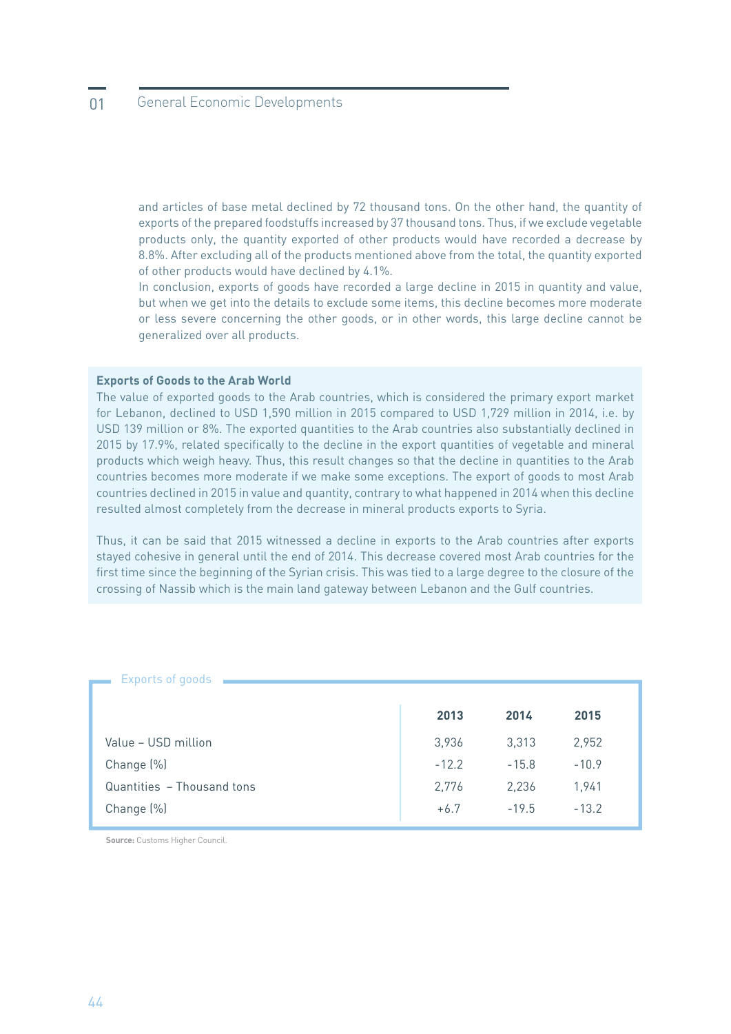and articles of base metal declined by 72 thousand tons. On the other hand, the quantity of exports of the prepared foodstuffs increased by 37 thousand tons. Thus, if we exclude vegetable products only, the quantity exported of other products would have recorded a decrease by 8.8%. After excluding all of the products mentioned above from the total, the quantity exported of other products would have declined by 4.1%.

In conclusion, exports of goods have recorded a large decline in 2015 in quantity and value, but when we get into the details to exclude some items, this decline becomes more moderate or less severe concerning the other goods, or in other words, this large decline cannot be generalized over all products.

**Exports of Goods to the Arab World**

The value of exported goods to the Arab countries, which is considered the primary export market for Lebanon, declined to USD 1,590 million in 2015 compared to USD 1,729 million in 2014, i.e. by USD 139 million or 8%. The exported quantities to the Arab countries also substantially declined in 2015 by 17.9%, related specifically to the decline in the export quantities of vegetable and mineral products which weigh heavy. Thus, this result changes so that the decline in quantities to the Arab countries becomes more moderate if we make some exceptions. The export of goods to most Arab countries declined in 2015 in value and quantity, contrary to what happened in 2014 when this decline resulted almost completely from the decrease in mineral products exports to Syria.

Thus, it can be said that 2015 witnessed a decline in exports to the Arab countries after exports stayed cohesive in general until the end of 2014. This decrease covered most Arab countries for the first time since the beginning of the Syrian crisis. This was tied to a large degree to the closure of the crossing of Nassib which is the main land gateway between Lebanon and the Gulf countries.

Exports of goods

| | 2013 | 2014 | 2015 |
|---|---|---|---|
| Value – USD million | 3,936 | 3,313 | 2,952 |
| Change (%) | -12.2 | -15.8 | -10.9 |
| Quantities – Thousand tons | 2,776 | 2,236 | 1,941 |
| Change (%) | +6.7 | -19.5 | -13.2 |

**Source:** Customs Higher Council.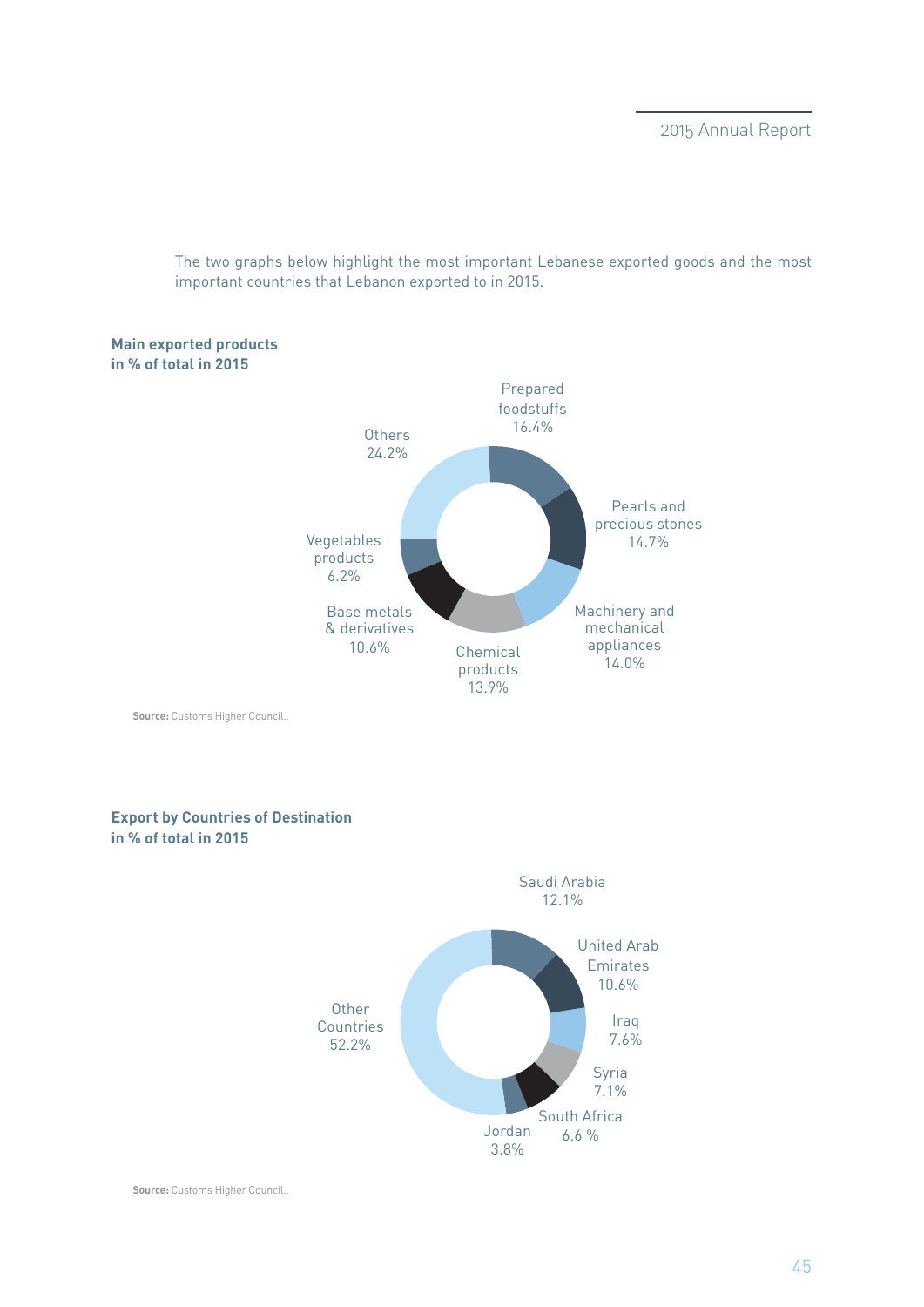The two graphs below highlight the most important Lebanese exported goods and the most important countries that Lebanon exported to in 2015.

**Main exported products in % of total in 2015**

| Product | % |
|---|---|
| Prepared foodstuffs | 16.4% |
| Pearls and precious stones | 14.7% |
| Machinery and mechanical appliances | 14.0% |
| Chemical products | 13.9% |
| Base metals & derivatives | 10.6% |
| Vegetables products | 6.2% |
| Others | 24.2% |

**Source:** Customs Higher Council..

**Export by Countries of Destination in % of total in 2015**

| Country | % |
|---|---|
| Saudi Arabia | 12.1% |
| United Arab Emirates | 10.6% |
| Iraq | 7.6% |
| Syria | 7.1% |
| South Africa | 6.6 % |
| Jordan | 3.8% |
| Other Countries | 52.2% |

**Source:** Customs Higher Council..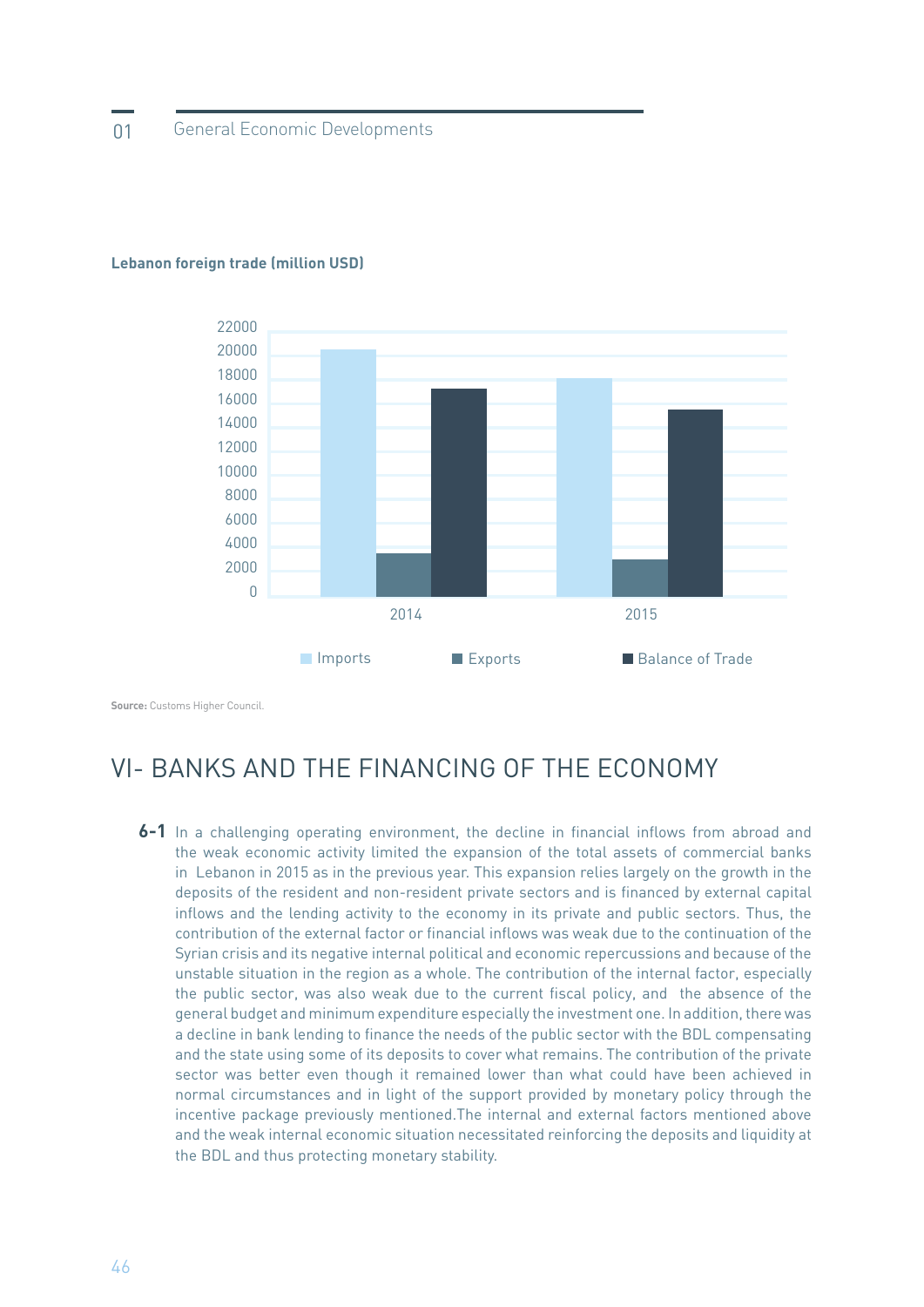**Lebanon foreign trade (million USD)**

Source: Customs Higher Council.

# VI- BANKS AND THE FINANCING OF THE ECONOMY

**6-1** In a challenging operating environment, the decline in financial inflows from abroad and the weak economic activity limited the expansion of the total assets of commercial banks in Lebanon in 2015 as in the previous year. This expansion relies largely on the growth in the deposits of the resident and non-resident private sectors and is financed by external capital inflows and the lending activity to the economy in its private and public sectors. Thus, the contribution of the external factor or financial inflows was weak due to the continuation of the Syrian crisis and its negative internal political and economic repercussions and because of the unstable situation in the region as a whole. The contribution of the internal factor, especially the public sector, was also weak due to the current fiscal policy, and the absence of the general budget and minimum expenditure especially the investment one. In addition, there was a decline in bank lending to finance the needs of the public sector with the BDL compensating and the state using some of its deposits to cover what remains. The contribution of the private sector was better even though it remained lower than what could have been achieved in normal circumstances and in light of the support provided by monetary policy through the incentive package previously mentioned.The internal and external factors mentioned above and the weak internal economic situation necessitated reinforcing the deposits and liquidity at the BDL and thus protecting monetary stability.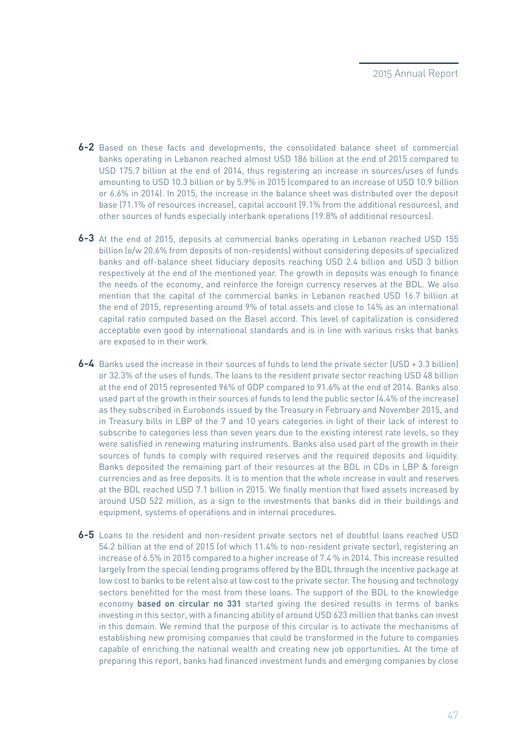**6-2** Based on these facts and developments, the consolidated balance sheet of commercial banks operating in Lebanon reached almost USD 186 billion at the end of 2015 compared to USD 175.7 billion at the end of 2014, thus registering an increase in sources/uses of funds amounting to USD 10.3 billion or by 5.9% in 2015 (compared to an increase of USD 10.9 billion or 6.6% in 2014). In 2015, the increase in the balance sheet was distributed over the deposit base (71.1% of resources increase), capital account (9.1% from the additional resources), and other sources of funds especially interbank operations (19.8% of additional resources).

**6-3** At the end of 2015, deposits at commercial banks operating in Lebanon reached USD 155 billion (o/w 20.6% from deposits of non-residents) without considering deposits of specialized banks and off-balance sheet fiduciary deposits reaching USD 2.4 billion and USD 3 billion respectively at the end of the mentioned year. The growth in deposits was enough to finance the needs of the economy, and reinforce the foreign currency reserves at the BDL. We also mention that the capital of the commercial banks in Lebanon reached USD 16.7 billion at the end of 2015, representing around 9% of total assets and close to 14% as an international capital ratio computed based on the Basel accord. This level of capitalization is considered acceptable even good by international standards and is in line with various risks that banks are exposed to in their work.

**6-4** Banks used the increase in their sources of funds to lend the private sector (USD + 3.3 billion) or 32.3% of the uses of funds. The loans to the resident private sector reaching USD 48 billion at the end of 2015 represented 96% of GDP compared to 91.6% at the end of 2014. Banks also used part of the growth in their sources of funds to lend the public sector (4.4% of the increase) as they subscribed in Eurobonds issued by the Treasury in February and November 2015, and in Treasury bills in LBP of the 7 and 10 years categories in light of their lack of interest to subscribe to categories less than seven years due to the existing interest rate levels, so they were satisfied in renewing maturing instruments. Banks also used part of the growth in their sources of funds to comply with required reserves and the required deposits and liquidity. Banks deposited the remaining part of their resources at the BDL in CDs in LBP & foreign currencies and as free deposits. It is to mention that the whole increase in vault and reserves at the BDL reached USD 7.1 billion in 2015. We finally mention that fixed assets increased by around USD 522 million, as a sign to the investments that banks did in their buildings and equipment, systems of operations and in internal procedures.

**6-5** Loans to the resident and non-resident private sectors net of doubtful loans reached USD 54.2 billion at the end of 2015 (of which 11.4% to non-resident private sector), registering an increase of 6.5% in 2015 compared to a higher increase of 7.4 % in 2014. This increase resulted largely from the special lending programs offered by the BDL through the incentive package at low cost to banks to be relent also at low cost to the private sector. The housing and technology sectors benefitted for the most from these loans. The support of the BDL to the knowledge economy **based on circular no 331** started giving the desired results in terms of banks investing in this sector, with a financing ability of around USD 623 million that banks can invest in this domain. We remind that the purpose of this circular is to activate the mechanisms of establishing new promising companies that could be transformed in the future to companies capable of enriching the national wealth and creating new job opportunities. At the time of preparing this report, banks had financed investment funds and emerging companies by close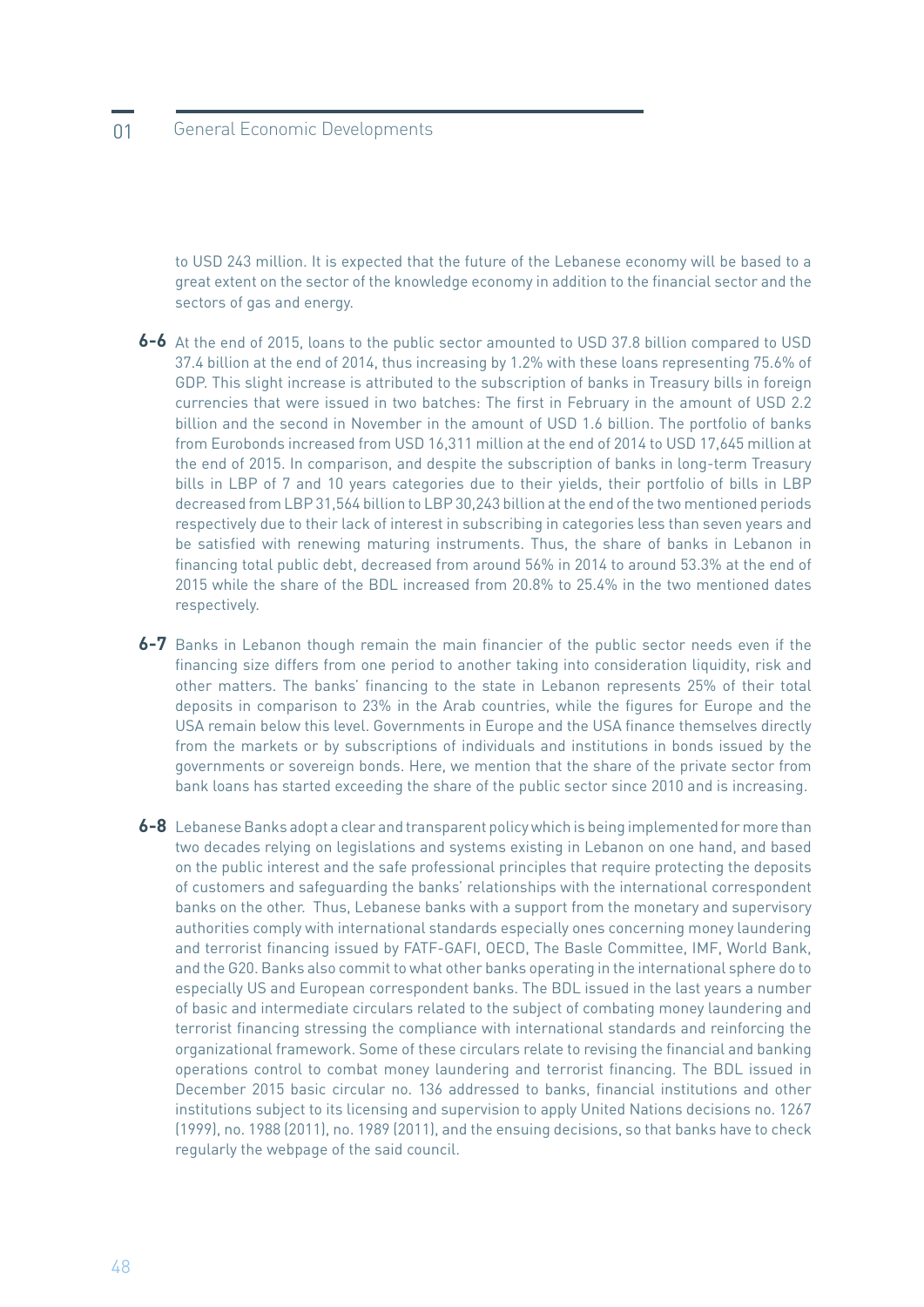to USD 243 million. It is expected that the future of the Lebanese economy will be based to a great extent on the sector of the knowledge economy in addition to the financial sector and the sectors of gas and energy.

**6-6** At the end of 2015, loans to the public sector amounted to USD 37.8 billion compared to USD 37.4 billion at the end of 2014, thus increasing by 1.2% with these loans representing 75.6% of GDP. This slight increase is attributed to the subscription of banks in Treasury bills in foreign currencies that were issued in two batches: The first in February in the amount of USD 2.2 billion and the second in November in the amount of USD 1.6 billion. The portfolio of banks from Eurobonds increased from USD 16,311 million at the end of 2014 to USD 17,645 million at the end of 2015. In comparison, and despite the subscription of banks in long-term Treasury bills in LBP of 7 and 10 years categories due to their yields, their portfolio of bills in LBP decreased from LBP 31,564 billion to LBP 30,243 billion at the end of the two mentioned periods respectively due to their lack of interest in subscribing in categories less than seven years and be satisfied with renewing maturing instruments. Thus, the share of banks in Lebanon in financing total public debt, decreased from around 56% in 2014 to around 53.3% at the end of 2015 while the share of the BDL increased from 20.8% to 25.4% in the two mentioned dates respectively.

**6-7** Banks in Lebanon though remain the main financier of the public sector needs even if the financing size differs from one period to another taking into consideration liquidity, risk and other matters. The banks' financing to the state in Lebanon represents 25% of their total deposits in comparison to 23% in the Arab countries, while the figures for Europe and the USA remain below this level. Governments in Europe and the USA finance themselves directly from the markets or by subscriptions of individuals and institutions in bonds issued by the governments or sovereign bonds. Here, we mention that the share of the private sector from bank loans has started exceeding the share of the public sector since 2010 and is increasing.

**6-8** Lebanese Banks adopt a clear and transparent policy which is being implemented for more than two decades relying on legislations and systems existing in Lebanon on one hand, and based on the public interest and the safe professional principles that require protecting the deposits of customers and safeguarding the banks' relationships with the international correspondent banks on the other. Thus, Lebanese banks with a support from the monetary and supervisory authorities comply with international standards especially ones concerning money laundering and terrorist financing issued by FATF-GAFI, OECD, The Basle Committee, IMF, World Bank, and the G20. Banks also commit to what other banks operating in the international sphere do to especially US and European correspondent banks. The BDL issued in the last years a number of basic and intermediate circulars related to the subject of combating money laundering and terrorist financing stressing the compliance with international standards and reinforcing the organizational framework. Some of these circulars relate to revising the financial and banking operations control to combat money laundering and terrorist financing. The BDL issued in December 2015 basic circular no. 136 addressed to banks, financial institutions and other institutions subject to its licensing and supervision to apply United Nations decisions no. 1267 (1999), no. 1988 (2011), no. 1989 (2011), and the ensuing decisions, so that banks have to check regularly the webpage of the said council.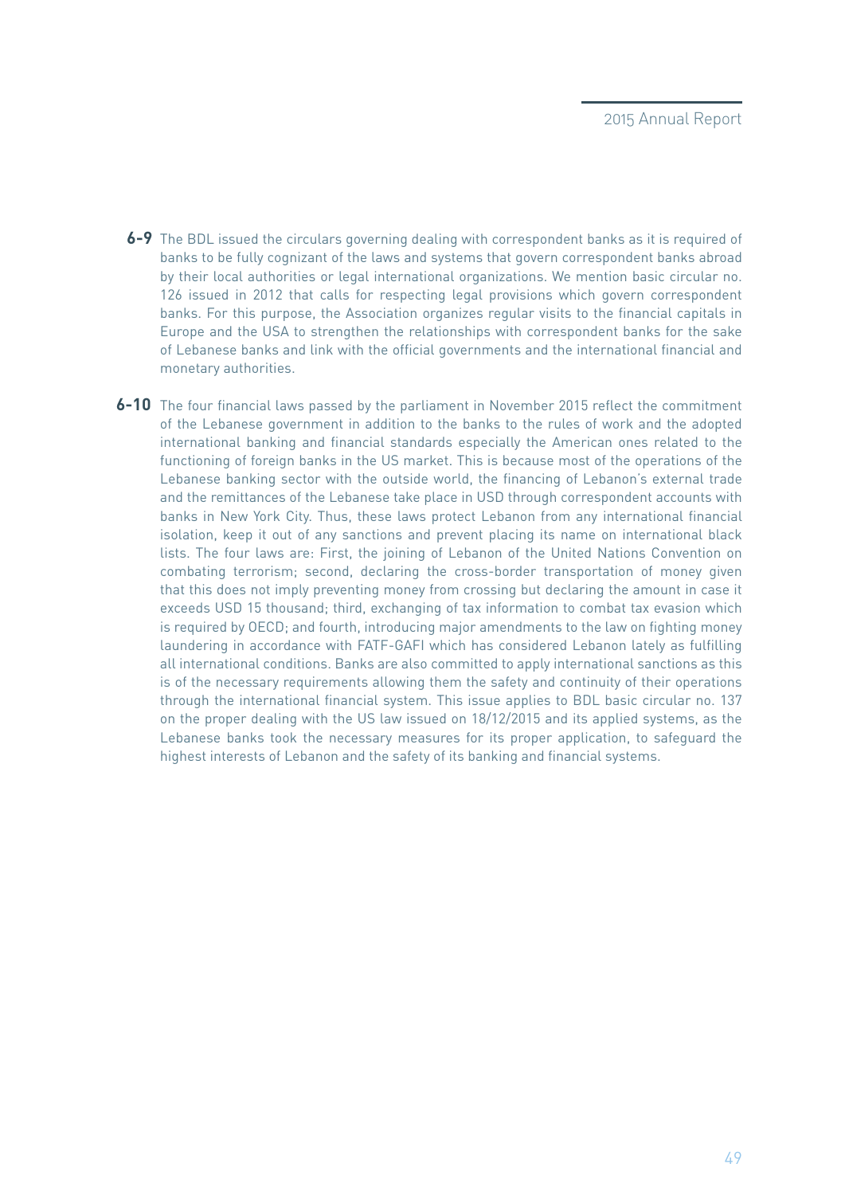**6-9** The BDL issued the circulars governing dealing with correspondent banks as it is required of banks to be fully cognizant of the laws and systems that govern correspondent banks abroad by their local authorities or legal international organizations. We mention basic circular no. 126 issued in 2012 that calls for respecting legal provisions which govern correspondent banks. For this purpose, the Association organizes regular visits to the financial capitals in Europe and the USA to strengthen the relationships with correspondent banks for the sake of Lebanese banks and link with the official governments and the international financial and monetary authorities.

**6-10** The four financial laws passed by the parliament in November 2015 reflect the commitment of the Lebanese government in addition to the banks to the rules of work and the adopted international banking and financial standards especially the American ones related to the functioning of foreign banks in the US market. This is because most of the operations of the Lebanese banking sector with the outside world, the financing of Lebanon's external trade and the remittances of the Lebanese take place in USD through correspondent accounts with banks in New York City. Thus, these laws protect Lebanon from any international financial isolation, keep it out of any sanctions and prevent placing its name on international black lists. The four laws are: First, the joining of Lebanon of the United Nations Convention on combating terrorism; second, declaring the cross-border transportation of money given that this does not imply preventing money from crossing but declaring the amount in case it exceeds USD 15 thousand; third, exchanging of tax information to combat tax evasion which is required by OECD; and fourth, introducing major amendments to the law on fighting money laundering in accordance with FATF-GAFI which has considered Lebanon lately as fulfilling all international conditions. Banks are also committed to apply international sanctions as this is of the necessary requirements allowing them the safety and continuity of their operations through the international financial system. This issue applies to BDL basic circular no. 137 on the proper dealing with the US law issued on 18/12/2015 and its applied systems, as the Lebanese banks took the necessary measures for its proper application, to safeguard the highest interests of Lebanon and the safety of its banking and financial systems.